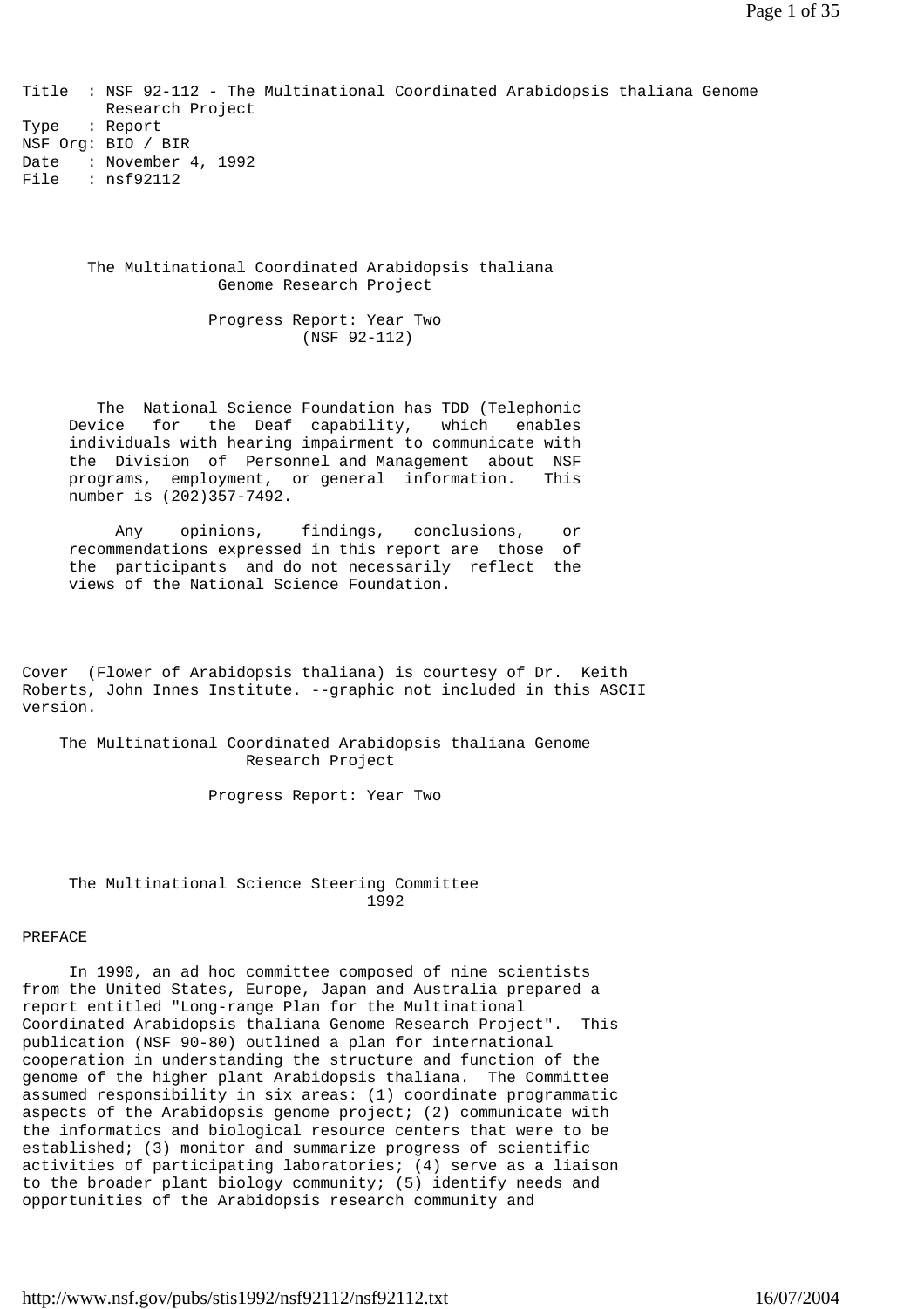Title : NSF 92-112 - The Multinational Coordinated Arabidopsis thaliana Genome Research Project
Type : Report
NSF Org: BIO / BIR
Date : November 4, 1992
File : nsf92112

# The Multinational Coordinated Arabidopsis thaliana Genome Research Project

## Progress Report: Year Two (NSF 92-112)

The National Science Foundation has TDD (Telephonic Device for the Deaf capability, which enables individuals with hearing impairment to communicate with the Division of Personnel and Management about NSF programs, employment, or general information. This number is (202)357-7492.

Any opinions, findings, conclusions, or recommendations expressed in this report are those of the participants and do not necessarily reflect the views of the National Science Foundation.

Cover (Flower of Arabidopsis thaliana) is courtesy of Dr. Keith Roberts, John Innes Institute. --graphic not included in this ASCII version.

# The Multinational Coordinated Arabidopsis thaliana Genome Research Project

## Progress Report: Year Two

The Multinational Science Steering Committee
1992

## PREFACE

In 1990, an ad hoc committee composed of nine scientists from the United States, Europe, Japan and Australia prepared a report entitled "Long-range Plan for the Multinational Coordinated Arabidopsis thaliana Genome Research Project". This publication (NSF 90-80) outlined a plan for international cooperation in understanding the structure and function of the genome of the higher plant Arabidopsis thaliana. The Committee assumed responsibility in six areas: (1) coordinate programmatic aspects of the Arabidopsis genome project; (2) communicate with the informatics and biological resource centers that were to be established; (3) monitor and summarize progress of scientific activities of participating laboratories; (4) serve as a liaison to the broader plant biology community; (5) identify needs and opportunities of the Arabidopsis research community and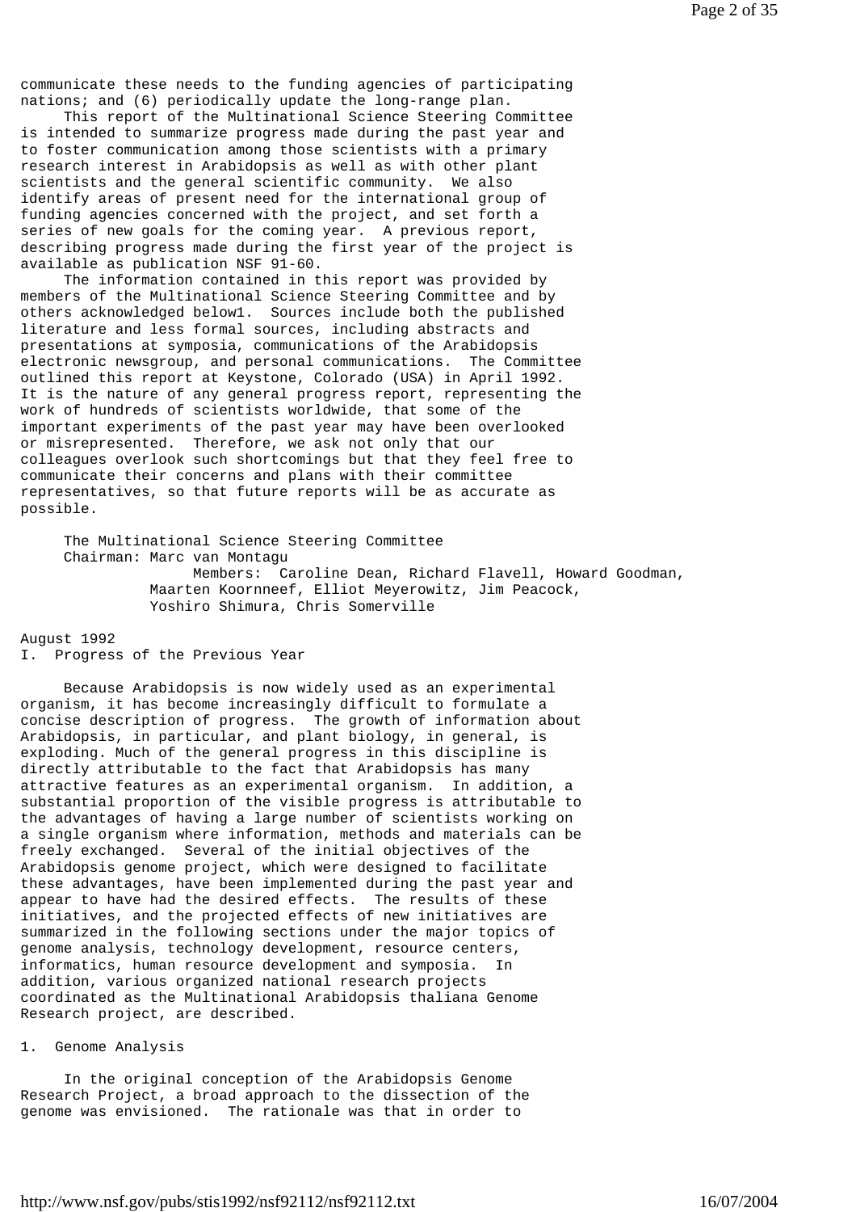communicate these needs to the funding agencies of participating nations; and (6) periodically update the long-range plan.

This report of the Multinational Science Steering Committee is intended to summarize progress made during the past year and to foster communication among those scientists with a primary research interest in Arabidopsis as well as with other plant scientists and the general scientific community. We also identify areas of present need for the international group of funding agencies concerned with the project, and set forth a series of new goals for the coming year. A previous report, describing progress made during the first year of the project is available as publication NSF 91-60.

The information contained in this report was provided by members of the Multinational Science Steering Committee and by others acknowledged below[1]. Sources include both the published literature and less formal sources, including abstracts and presentations at symposia, communications of the Arabidopsis electronic newsgroup, and personal communications. The Committee outlined this report at Keystone, Colorado (USA) in April 1992. It is the nature of any general progress report, representing the work of hundreds of scientists worldwide, that some of the important experiments of the past year may have been overlooked or misrepresented. Therefore, we ask not only that our colleagues overlook such shortcomings but that they feel free to communicate their concerns and plans with their committee representatives, so that future reports will be as accurate as possible.

The Multinational Science Steering Committee
Chairman: Marc van Montagu
Members: Caroline Dean, Richard Flavell, Howard Goodman, Maarten Koornneef, Elliot Meyerowitz, Jim Peacock, Yoshiro Shimura, Chris Somerville

August 1992

# I. Progress of the Previous Year

Because Arabidopsis is now widely used as an experimental organism, it has become increasingly difficult to formulate a concise description of progress. The growth of information about Arabidopsis, in particular, and plant biology, in general, is exploding. Much of the general progress in this discipline is directly attributable to the fact that Arabidopsis has many attractive features as an experimental organism. In addition, a substantial proportion of the visible progress is attributable to the advantages of having a large number of scientists working on a single organism where information, methods and materials can be freely exchanged. Several of the initial objectives of the Arabidopsis genome project, which were designed to facilitate these advantages, have been implemented during the past year and appear to have had the desired effects. The results of these initiatives, and the projected effects of new initiatives are summarized in the following sections under the major topics of genome analysis, technology development, resource centers, informatics, human resource development and symposia. In addition, various organized national research projects coordinated as the Multinational Arabidopsis thaliana Genome Research project, are described.

## 1. Genome Analysis

In the original conception of the Arabidopsis Genome Research Project, a broad approach to the dissection of the genome was envisioned. The rationale was that in order to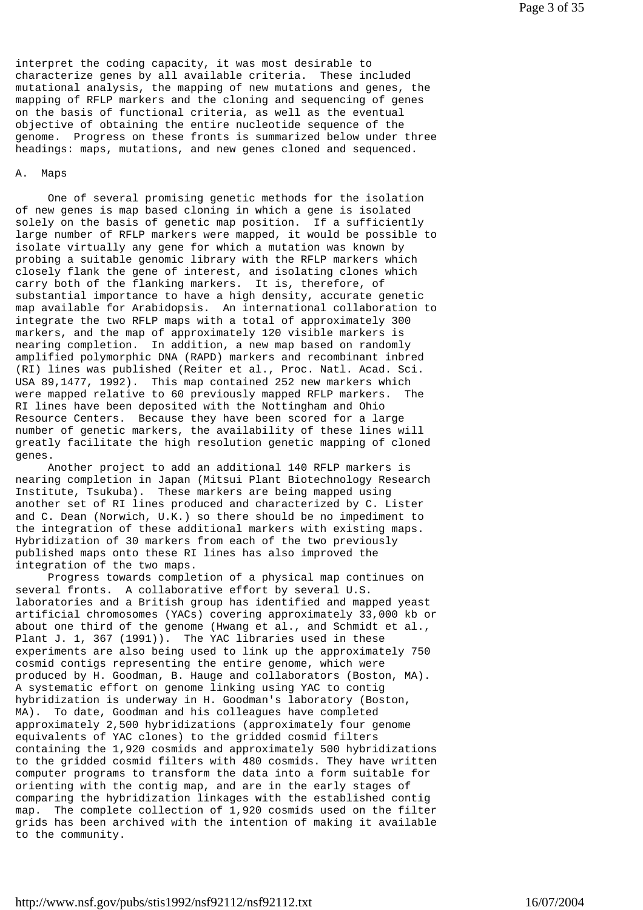interpret the coding capacity, it was most desirable to characterize genes by all available criteria. These included mutational analysis, the mapping of new mutations and genes, the mapping of RFLP markers and the cloning and sequencing of genes on the basis of functional criteria, as well as the eventual objective of obtaining the entire nucleotide sequence of the genome. Progress on these fronts is summarized below under three headings: maps, mutations, and new genes cloned and sequenced.

## A. Maps

One of several promising genetic methods for the isolation of new genes is map based cloning in which a gene is isolated solely on the basis of genetic map position. If a sufficiently large number of RFLP markers were mapped, it would be possible to isolate virtually any gene for which a mutation was known by probing a suitable genomic library with the RFLP markers which closely flank the gene of interest, and isolating clones which carry both of the flanking markers. It is, therefore, of substantial importance to have a high density, accurate genetic map available for Arabidopsis. An international collaboration to integrate the two RFLP maps with a total of approximately 300 markers, and the map of approximately 120 visible markers is nearing completion. In addition, a new map based on randomly amplified polymorphic DNA (RAPD) markers and recombinant inbred (RI) lines was published (Reiter et al., Proc. Natl. Acad. Sci. USA 89,1477, 1992). This map contained 252 new markers which were mapped relative to 60 previously mapped RFLP markers. The RI lines have been deposited with the Nottingham and Ohio Resource Centers. Because they have been scored for a large number of genetic markers, the availability of these lines will greatly facilitate the high resolution genetic mapping of cloned genes.

Another project to add an additional 140 RFLP markers is nearing completion in Japan (Mitsui Plant Biotechnology Research Institute, Tsukuba). These markers are being mapped using another set of RI lines produced and characterized by C. Lister and C. Dean (Norwich, U.K.) so there should be no impediment to the integration of these additional markers with existing maps. Hybridization of 30 markers from each of the two previously published maps onto these RI lines has also improved the integration of the two maps.

Progress towards completion of a physical map continues on several fronts. A collaborative effort by several U.S. laboratories and a British group has identified and mapped yeast artificial chromosomes (YACs) covering approximately 33,000 kb or about one third of the genome (Hwang et al., and Schmidt et al., Plant J. 1, 367 (1991)). The YAC libraries used in these experiments are also being used to link up the approximately 750 cosmid contigs representing the entire genome, which were produced by H. Goodman, B. Hauge and collaborators (Boston, MA). A systematic effort on genome linking using YAC to contig hybridization is underway in H. Goodman's laboratory (Boston, MA). To date, Goodman and his colleagues have completed approximately 2,500 hybridizations (approximately four genome equivalents of YAC clones) to the gridded cosmid filters containing the 1,920 cosmids and approximately 500 hybridizations to the gridded cosmid filters with 480 cosmids. They have written computer programs to transform the data into a form suitable for orienting with the contig map, and are in the early stages of comparing the hybridization linkages with the established contig map. The complete collection of 1,920 cosmids used on the filter grids has been archived with the intention of making it available to the community.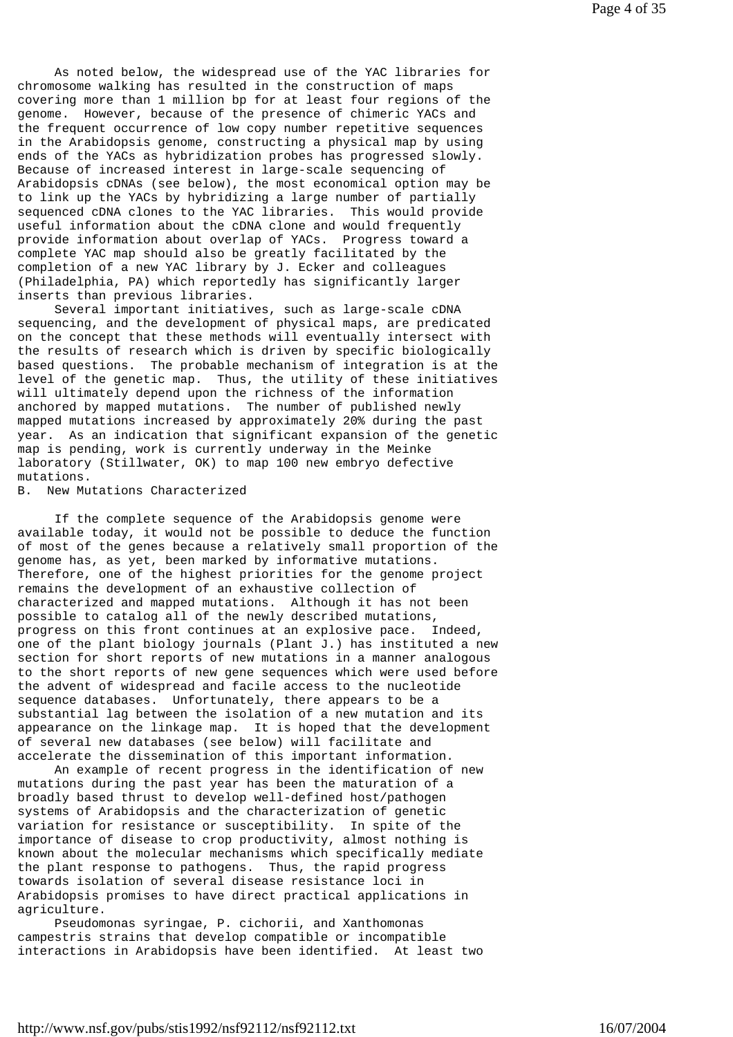As noted below, the widespread use of the YAC libraries for chromosome walking has resulted in the construction of maps covering more than 1 million bp for at least four regions of the genome. However, because of the presence of chimeric YACs and the frequent occurrence of low copy number repetitive sequences in the Arabidopsis genome, constructing a physical map by using ends of the YACs as hybridization probes has progressed slowly. Because of increased interest in large-scale sequencing of Arabidopsis cDNAs (see below), the most economical option may be to link up the YACs by hybridizing a large number of partially sequenced cDNA clones to the YAC libraries. This would provide useful information about the cDNA clone and would frequently provide information about overlap of YACs. Progress toward a complete YAC map should also be greatly facilitated by the completion of a new YAC library by J. Ecker and colleagues (Philadelphia, PA) which reportedly has significantly larger inserts than previous libraries.

Several important initiatives, such as large-scale cDNA sequencing, and the development of physical maps, are predicated on the concept that these methods will eventually intersect with the results of research which is driven by specific biologically based questions. The probable mechanism of integration is at the level of the genetic map. Thus, the utility of these initiatives will ultimately depend upon the richness of the information anchored by mapped mutations. The number of published newly mapped mutations increased by approximately 20% during the past year. As an indication that significant expansion of the genetic map is pending, work is currently underway in the Meinke laboratory (Stillwater, OK) to map 100 new embryo defective mutations.

B. New Mutations Characterized

If the complete sequence of the Arabidopsis genome were available today, it would not be possible to deduce the function of most of the genes because a relatively small proportion of the genome has, as yet, been marked by informative mutations. Therefore, one of the highest priorities for the genome project remains the development of an exhaustive collection of characterized and mapped mutations. Although it has not been possible to catalog all of the newly described mutations, progress on this front continues at an explosive pace. Indeed, one of the plant biology journals (Plant J.) has instituted a new section for short reports of new mutations in a manner analogous to the short reports of new gene sequences which were used before the advent of widespread and facile access to the nucleotide sequence databases. Unfortunately, there appears to be a substantial lag between the isolation of a new mutation and its appearance on the linkage map. It is hoped that the development of several new databases (see below) will facilitate and accelerate the dissemination of this important information.

An example of recent progress in the identification of new mutations during the past year has been the maturation of a broadly based thrust to develop well-defined host/pathogen systems of Arabidopsis and the characterization of genetic variation for resistance or susceptibility. In spite of the importance of disease to crop productivity, almost nothing is known about the molecular mechanisms which specifically mediate the plant response to pathogens. Thus, the rapid progress towards isolation of several disease resistance loci in Arabidopsis promises to have direct practical applications in agriculture.

Pseudomonas syringae, P. cichorii, and Xanthomonas campestris strains that develop compatible or incompatible interactions in Arabidopsis have been identified. At least two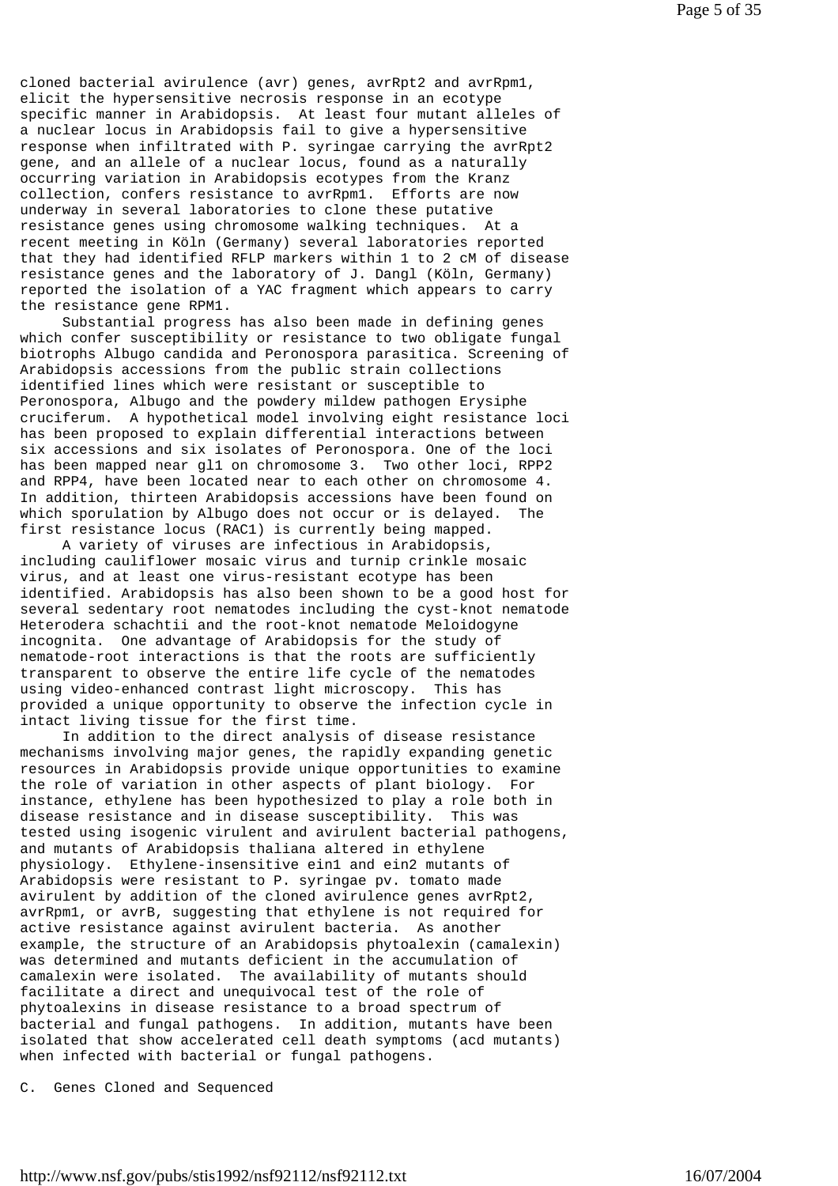cloned bacterial avirulence (avr) genes, avrRpt2 and avrRpm1, elicit the hypersensitive necrosis response in an ecotype specific manner in Arabidopsis. At least four mutant alleles of a nuclear locus in Arabidopsis fail to give a hypersensitive response when infiltrated with P. syringae carrying the avrRpt2 gene, and an allele of a nuclear locus, found as a naturally occurring variation in Arabidopsis ecotypes from the Kranz collection, confers resistance to avrRpm1. Efforts are now underway in several laboratories to clone these putative resistance genes using chromosome walking techniques. At a recent meeting in Köln (Germany) several laboratories reported that they had identified RFLP markers within 1 to 2 cM of disease resistance genes and the laboratory of J. Dangl (Köln, Germany) reported the isolation of a YAC fragment which appears to carry the resistance gene RPM1.

Substantial progress has also been made in defining genes which confer susceptibility or resistance to two obligate fungal biotrophs Albugo candida and Peronospora parasitica. Screening of Arabidopsis accessions from the public strain collections identified lines which were resistant or susceptible to Peronospora, Albugo and the powdery mildew pathogen Erysiphe cruciferum. A hypothetical model involving eight resistance loci has been proposed to explain differential interactions between six accessions and six isolates of Peronospora. One of the loci has been mapped near gl1 on chromosome 3. Two other loci, RPP2 and RPP4, have been located near to each other on chromosome 4. In addition, thirteen Arabidopsis accessions have been found on which sporulation by Albugo does not occur or is delayed. The first resistance locus (RAC1) is currently being mapped.

A variety of viruses are infectious in Arabidopsis, including cauliflower mosaic virus and turnip crinkle mosaic virus, and at least one virus-resistant ecotype has been identified. Arabidopsis has also been shown to be a good host for several sedentary root nematodes including the cyst-knot nematode Heterodera schachtii and the root-knot nematode Meloidogyne incognita. One advantage of Arabidopsis for the study of nematode-root interactions is that the roots are sufficiently transparent to observe the entire life cycle of the nematodes using video-enhanced contrast light microscopy. This has provided a unique opportunity to observe the infection cycle in intact living tissue for the first time.

In addition to the direct analysis of disease resistance mechanisms involving major genes, the rapidly expanding genetic resources in Arabidopsis provide unique opportunities to examine the role of variation in other aspects of plant biology. For instance, ethylene has been hypothesized to play a role both in disease resistance and in disease susceptibility. This was tested using isogenic virulent and avirulent bacterial pathogens, and mutants of Arabidopsis thaliana altered in ethylene physiology. Ethylene-insensitive ein1 and ein2 mutants of Arabidopsis were resistant to P. syringae pv. tomato made avirulent by addition of the cloned avirulence genes avrRpt2, avrRpm1, or avrB, suggesting that ethylene is not required for active resistance against avirulent bacteria. As another example, the structure of an Arabidopsis phytoalexin (camalexin) was determined and mutants deficient in the accumulation of camalexin were isolated. The availability of mutants should facilitate a direct and unequivocal test of the role of phytoalexins in disease resistance to a broad spectrum of bacterial and fungal pathogens. In addition, mutants have been isolated that show accelerated cell death symptoms (acd mutants) when infected with bacterial or fungal pathogens.

C. Genes Cloned and Sequenced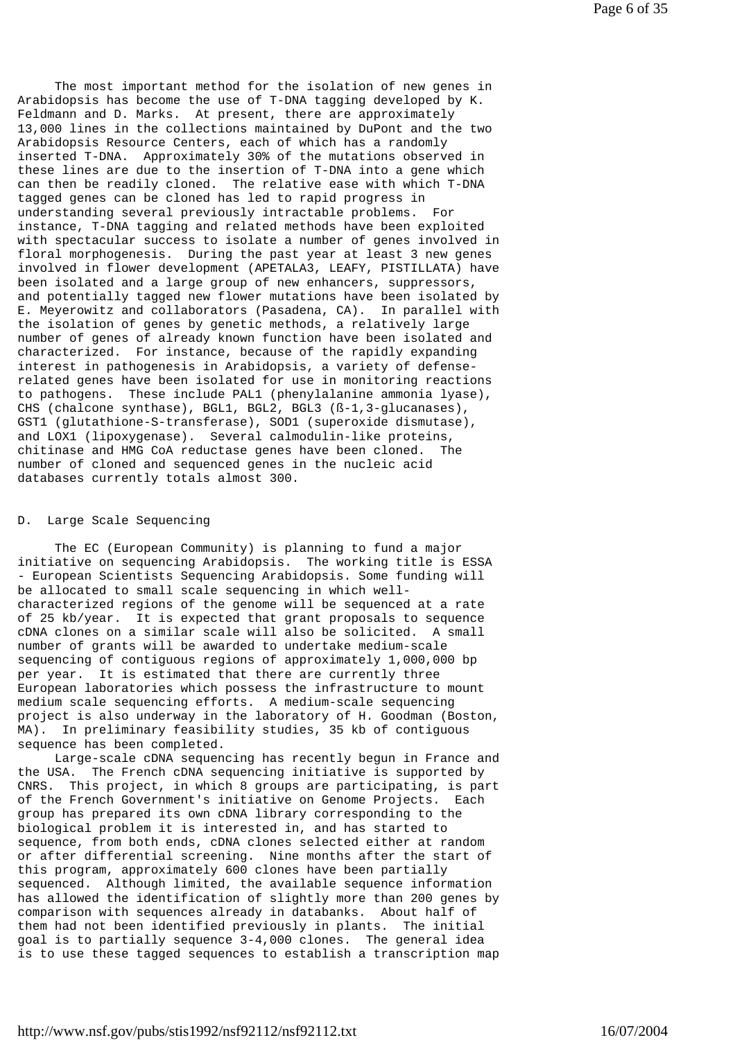The most important method for the isolation of new genes in Arabidopsis has become the use of T-DNA tagging developed by K. Feldmann and D. Marks. At present, there are approximately 13,000 lines in the collections maintained by DuPont and the two Arabidopsis Resource Centers, each of which has a randomly inserted T-DNA. Approximately 30% of the mutations observed in these lines are due to the insertion of T-DNA into a gene which can then be readily cloned. The relative ease with which T-DNA tagged genes can be cloned has led to rapid progress in understanding several previously intractable problems. For instance, T-DNA tagging and related methods have been exploited with spectacular success to isolate a number of genes involved in floral morphogenesis. During the past year at least 3 new genes involved in flower development (APETALA3, LEAFY, PISTILLATA) have been isolated and a large group of new enhancers, suppressors, and potentially tagged new flower mutations have been isolated by E. Meyerowitz and collaborators (Pasadena, CA). In parallel with the isolation of genes by genetic methods, a relatively large number of genes of already known function have been isolated and characterized. For instance, because of the rapidly expanding interest in pathogenesis in Arabidopsis, a variety of defense-related genes have been isolated for use in monitoring reactions to pathogens. These include PAL1 (phenylalanine ammonia lyase), CHS (chalcone synthase), BGL1, BGL2, BGL3 (ß-1,3-glucanases), GST1 (glutathione-S-transferase), SOD1 (superoxide dismutase), and LOX1 (lipoxygenase). Several calmodulin-like proteins, chitinase and HMG CoA reductase genes have been cloned. The number of cloned and sequenced genes in the nucleic acid databases currently totals almost 300.

## D. Large Scale Sequencing

The EC (European Community) is planning to fund a major initiative on sequencing Arabidopsis. The working title is ESSA - European Scientists Sequencing Arabidopsis. Some funding will be allocated to small scale sequencing in which well-characterized regions of the genome will be sequenced at a rate of 25 kb/year. It is expected that grant proposals to sequence cDNA clones on a similar scale will also be solicited. A small number of grants will be awarded to undertake medium-scale sequencing of contiguous regions of approximately 1,000,000 bp per year. It is estimated that there are currently three European laboratories which possess the infrastructure to mount medium scale sequencing efforts. A medium-scale sequencing project is also underway in the laboratory of H. Goodman (Boston, MA). In preliminary feasibility studies, 35 kb of contiguous sequence has been completed.

Large-scale cDNA sequencing has recently begun in France and the USA. The French cDNA sequencing initiative is supported by CNRS. This project, in which 8 groups are participating, is part of the French Government's initiative on Genome Projects. Each group has prepared its own cDNA library corresponding to the biological problem it is interested in, and has started to sequence, from both ends, cDNA clones selected either at random or after differential screening. Nine months after the start of this program, approximately 600 clones have been partially sequenced. Although limited, the available sequence information has allowed the identification of slightly more than 200 genes by comparison with sequences already in databanks. About half of them had not been identified previously in plants. The initial goal is to partially sequence 3-4,000 clones. The general idea is to use these tagged sequences to establish a transcription map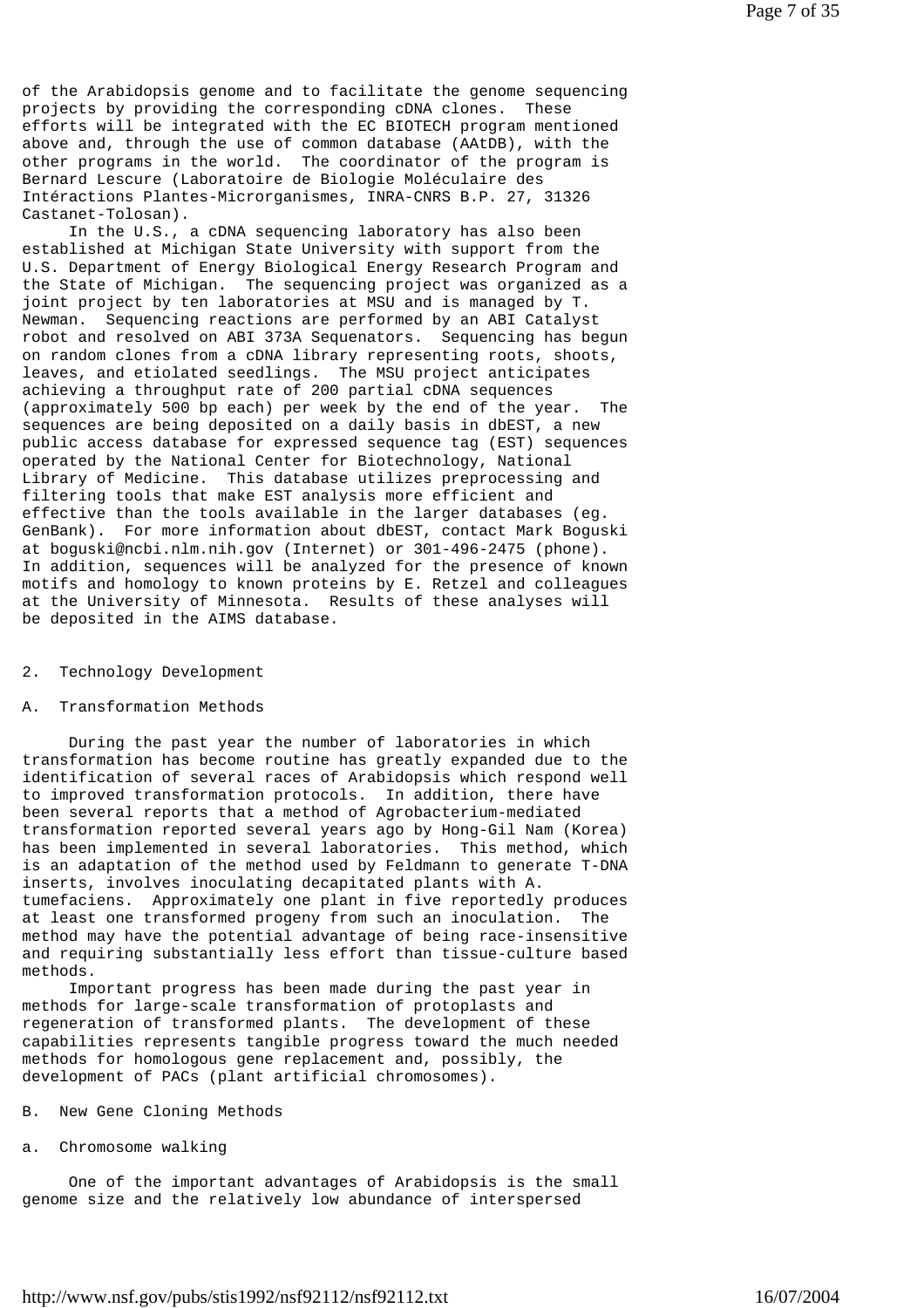of the Arabidopsis genome and to facilitate the genome sequencing projects by providing the corresponding cDNA clones. These efforts will be integrated with the EC BIOTECH program mentioned above and, through the use of common database (AAtDB), with the other programs in the world. The coordinator of the program is Bernard Lescure (Laboratoire de Biologie Moléculaire des Intéractions Plantes-Microrganismes, INRA-CNRS B.P. 27, 31326 Castanet-Tolosan).

In the U.S., a cDNA sequencing laboratory has also been established at Michigan State University with support from the U.S. Department of Energy Biological Energy Research Program and the State of Michigan. The sequencing project was organized as a joint project by ten laboratories at MSU and is managed by T. Newman. Sequencing reactions are performed by an ABI Catalyst robot and resolved on ABI 373A Sequenators. Sequencing has begun on random clones from a cDNA library representing roots, shoots, leaves, and etiolated seedlings. The MSU project anticipates achieving a throughput rate of 200 partial cDNA sequences (approximately 500 bp each) per week by the end of the year. The sequences are being deposited on a daily basis in dbEST, a new public access database for expressed sequence tag (EST) sequences operated by the National Center for Biotechnology, National Library of Medicine. This database utilizes preprocessing and filtering tools that make EST analysis more efficient and effective than the tools available in the larger databases (eg. GenBank). For more information about dbEST, contact Mark Boguski at boguski@ncbi.nlm.nih.gov (Internet) or 301-496-2475 (phone). In addition, sequences will be analyzed for the presence of known motifs and homology to known proteins by E. Retzel and colleagues at the University of Minnesota. Results of these analyses will be deposited in the AIMS database.

## 2. Technology Development

### A. Transformation Methods

During the past year the number of laboratories in which transformation has become routine has greatly expanded due to the identification of several races of Arabidopsis which respond well to improved transformation protocols. In addition, there have been several reports that a method of Agrobacterium-mediated transformation reported several years ago by Hong-Gil Nam (Korea) has been implemented in several laboratories. This method, which is an adaptation of the method used by Feldmann to generate T-DNA inserts, involves inoculating decapitated plants with A. tumefaciens. Approximately one plant in five reportedly produces at least one transformed progeny from such an inoculation. The method may have the potential advantage of being race-insensitive and requiring substantially less effort than tissue-culture based methods.

Important progress has been made during the past year in methods for large-scale transformation of protoplasts and regeneration of transformed plants. The development of these capabilities represents tangible progress toward the much needed methods for homologous gene replacement and, possibly, the development of PACs (plant artificial chromosomes).

### B. New Gene Cloning Methods

#### a. Chromosome walking

One of the important advantages of Arabidopsis is the small genome size and the relatively low abundance of interspersed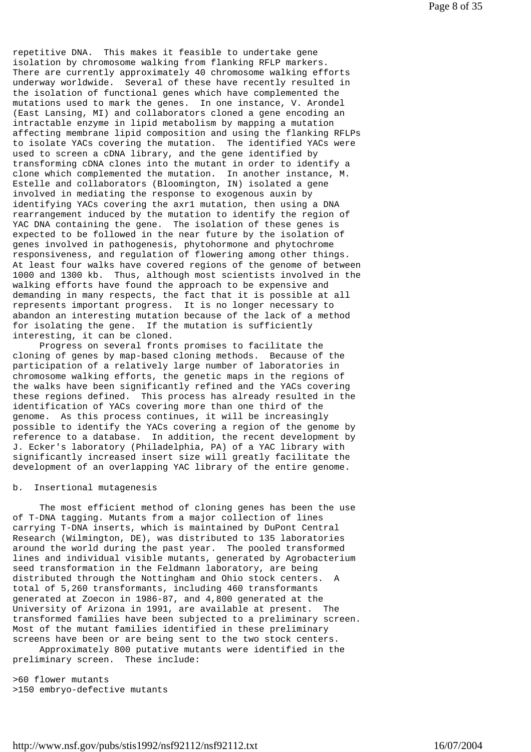repetitive DNA. This makes it feasible to undertake gene isolation by chromosome walking from flanking RFLP markers. There are currently approximately 40 chromosome walking efforts underway worldwide. Several of these have recently resulted in the isolation of functional genes which have complemented the mutations used to mark the genes. In one instance, V. Arondel (East Lansing, MI) and collaborators cloned a gene encoding an intractable enzyme in lipid metabolism by mapping a mutation affecting membrane lipid composition and using the flanking RFLPs to isolate YACs covering the mutation. The identified YACs were used to screen a cDNA library, and the gene identified by transforming cDNA clones into the mutant in order to identify a clone which complemented the mutation. In another instance, M. Estelle and collaborators (Bloomington, IN) isolated a gene involved in mediating the response to exogenous auxin by identifying YACs covering the axr1 mutation, then using a DNA rearrangement induced by the mutation to identify the region of YAC DNA containing the gene. The isolation of these genes is expected to be followed in the near future by the isolation of genes involved in pathogenesis, phytohormone and phytochrome responsiveness, and regulation of flowering among other things. At least four walks have covered regions of the genome of between 1000 and 1300 kb. Thus, although most scientists involved in the walking efforts have found the approach to be expensive and demanding in many respects, the fact that it is possible at all represents important progress. It is no longer necessary to abandon an interesting mutation because of the lack of a method for isolating the gene. If the mutation is sufficiently interesting, it can be cloned.

Progress on several fronts promises to facilitate the cloning of genes by map-based cloning methods. Because of the participation of a relatively large number of laboratories in chromosome walking efforts, the genetic maps in the regions of the walks have been significantly refined and the YACs covering these regions defined. This process has already resulted in the identification of YACs covering more than one third of the genome. As this process continues, it will be increasingly possible to identify the YACs covering a region of the genome by reference to a database. In addition, the recent development by J. Ecker's laboratory (Philadelphia, PA) of a YAC library with significantly increased insert size will greatly facilitate the development of an overlapping YAC library of the entire genome.

b. Insertional mutagenesis

The most efficient method of cloning genes has been the use of T-DNA tagging. Mutants from a major collection of lines carrying T-DNA inserts, which is maintained by DuPont Central Research (Wilmington, DE), was distributed to 135 laboratories around the world during the past year. The pooled transformed lines and individual visible mutants, generated by Agrobacterium seed transformation in the Feldmann laboratory, are being distributed through the Nottingham and Ohio stock centers. A total of 5,260 transformants, including 460 transformants generated at Zoecon in 1986-87, and 4,800 generated at the University of Arizona in 1991, are available at present. The transformed families have been subjected to a preliminary screen. Most of the mutant families identified in these preliminary screens have been or are being sent to the two stock centers.

Approximately 800 putative mutants were identified in the preliminary screen. These include:

>60 flower mutants
>150 embryo-defective mutants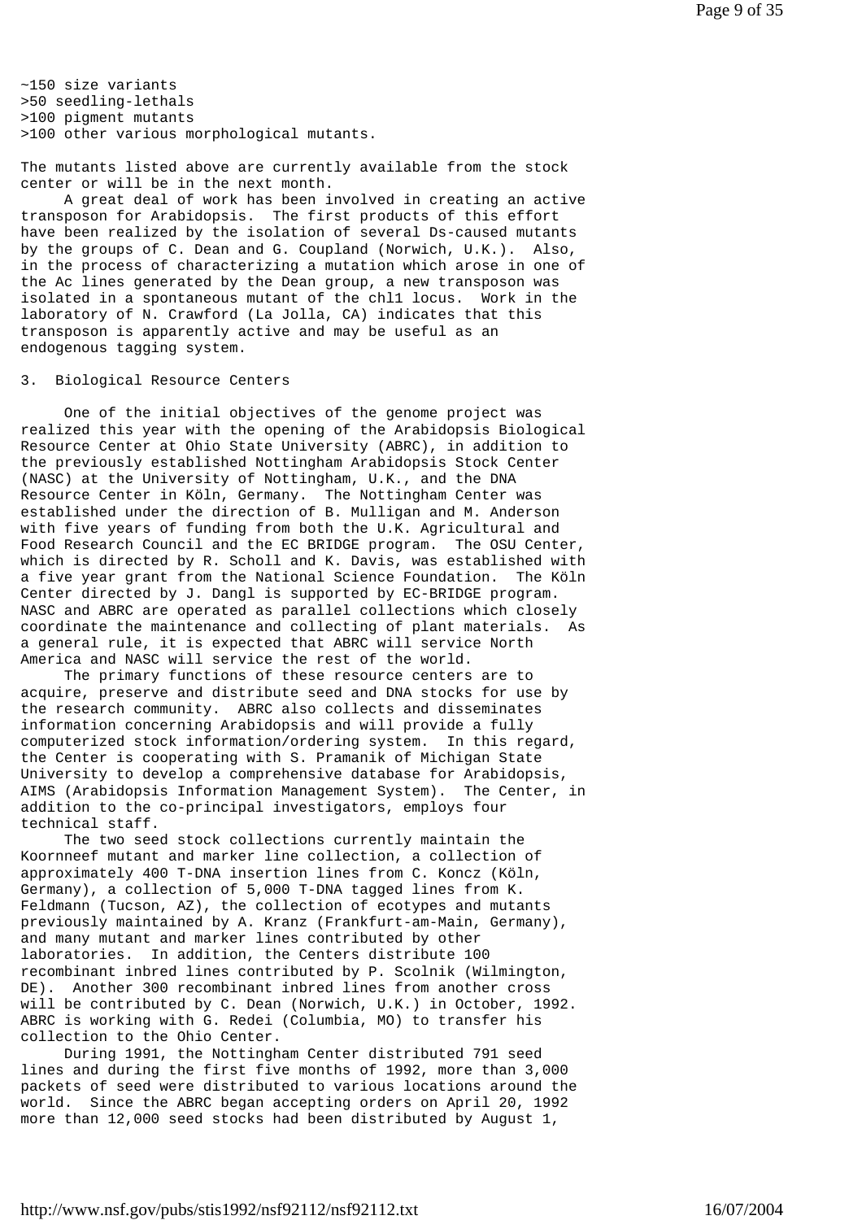~150 size variants
>50 seedling-lethals
>100 pigment mutants
>100 other various morphological mutants.

The mutants listed above are currently available from the stock center or will be in the next month.

A great deal of work has been involved in creating an active transposon for Arabidopsis. The first products of this effort have been realized by the isolation of several Ds-caused mutants by the groups of C. Dean and G. Coupland (Norwich, U.K.). Also, in the process of characterizing a mutation which arose in one of the Ac lines generated by the Dean group, a new transposon was isolated in a spontaneous mutant of the chl1 locus. Work in the laboratory of N. Crawford (La Jolla, CA) indicates that this transposon is apparently active and may be useful as an endogenous tagging system.

## 3. Biological Resource Centers

One of the initial objectives of the genome project was realized this year with the opening of the Arabidopsis Biological Resource Center at Ohio State University (ABRC), in addition to the previously established Nottingham Arabidopsis Stock Center (NASC) at the University of Nottingham, U.K., and the DNA Resource Center in Köln, Germany. The Nottingham Center was established under the direction of B. Mulligan and M. Anderson with five years of funding from both the U.K. Agricultural and Food Research Council and the EC BRIDGE program. The OSU Center, which is directed by R. Scholl and K. Davis, was established with a five year grant from the National Science Foundation. The Köln Center directed by J. Dangl is supported by EC-BRIDGE program. NASC and ABRC are operated as parallel collections which closely coordinate the maintenance and collecting of plant materials. As a general rule, it is expected that ABRC will service North America and NASC will service the rest of the world.

The primary functions of these resource centers are to acquire, preserve and distribute seed and DNA stocks for use by the research community. ABRC also collects and disseminates information concerning Arabidopsis and will provide a fully computerized stock information/ordering system. In this regard, the Center is cooperating with S. Pramanik of Michigan State University to develop a comprehensive database for Arabidopsis, AIMS (Arabidopsis Information Management System). The Center, in addition to the co-principal investigators, employs four technical staff.

The two seed stock collections currently maintain the Koornneef mutant and marker line collection, a collection of approximately 400 T-DNA insertion lines from C. Koncz (Köln, Germany), a collection of 5,000 T-DNA tagged lines from K. Feldmann (Tucson, AZ), the collection of ecotypes and mutants previously maintained by A. Kranz (Frankfurt-am-Main, Germany), and many mutant and marker lines contributed by other laboratories. In addition, the Centers distribute 100 recombinant inbred lines contributed by P. Scolnik (Wilmington, DE). Another 300 recombinant inbred lines from another cross will be contributed by C. Dean (Norwich, U.K.) in October, 1992. ABRC is working with G. Redei (Columbia, MO) to transfer his collection to the Ohio Center.

During 1991, the Nottingham Center distributed 791 seed lines and during the first five months of 1992, more than 3,000 packets of seed were distributed to various locations around the world. Since the ABRC began accepting orders on April 20, 1992 more than 12,000 seed stocks had been distributed by August 1,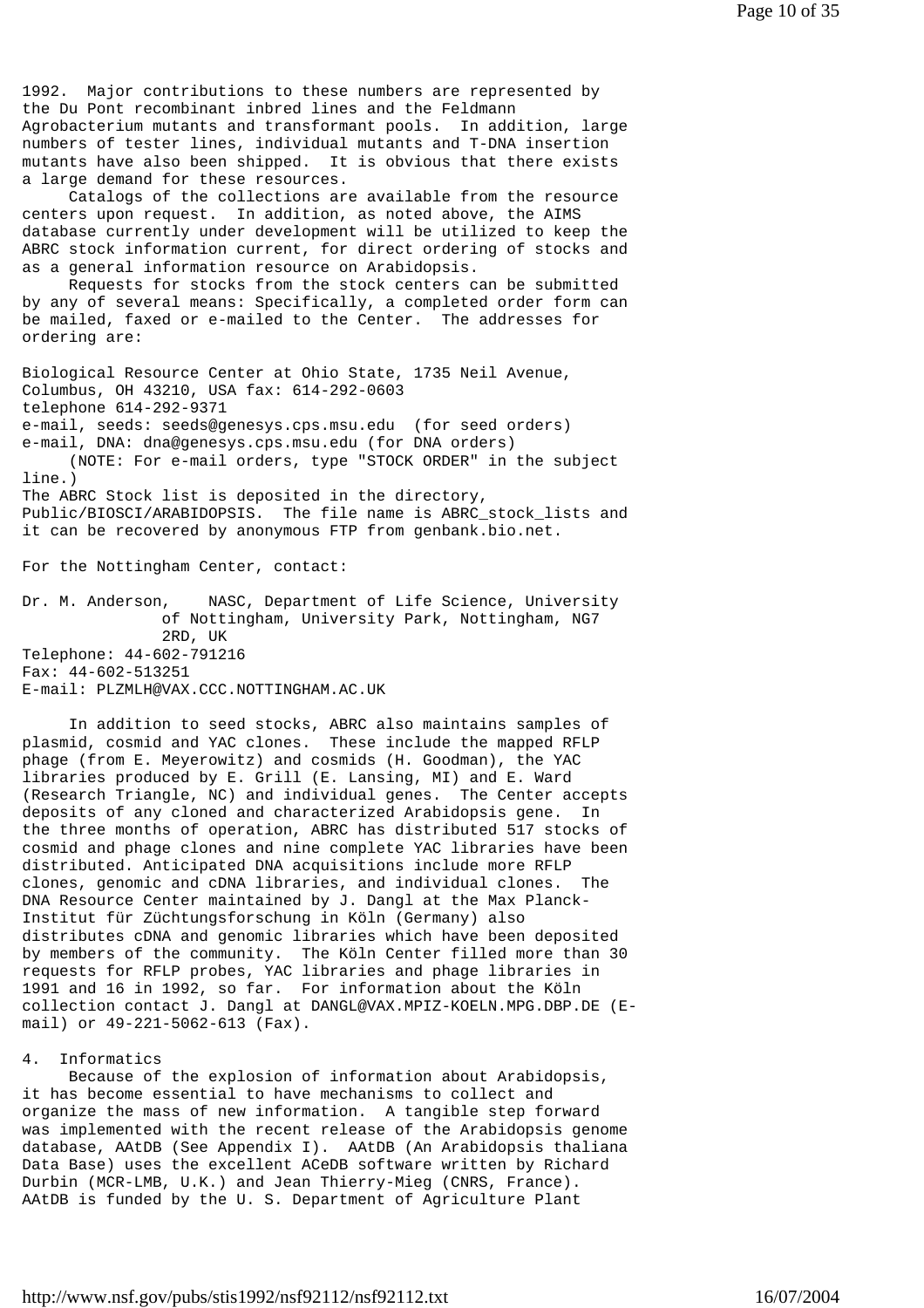1992. Major contributions to these numbers are represented by the Du Pont recombinant inbred lines and the Feldmann Agrobacterium mutants and transformant pools. In addition, large numbers of tester lines, individual mutants and T-DNA insertion mutants have also been shipped. It is obvious that there exists a large demand for these resources.

Catalogs of the collections are available from the resource centers upon request. In addition, as noted above, the AIMS database currently under development will be utilized to keep the ABRC stock information current, for direct ordering of stocks and as a general information resource on Arabidopsis.

Requests for stocks from the stock centers can be submitted by any of several means: Specifically, a completed order form can be mailed, faxed or e-mailed to the Center. The addresses for ordering are:

Biological Resource Center at Ohio State, 1735 Neil Avenue, Columbus, OH 43210, USA fax: 614-292-0603
telephone 614-292-9371
e-mail, seeds: seeds@genesys.cps.msu.edu (for seed orders)
e-mail, DNA: dna@genesys.cps.msu.edu (for DNA orders)
(NOTE: For e-mail orders, type "STOCK ORDER" in the subject line.)
The ABRC Stock list is deposited in the directory, Public/BIOSCI/ARABIDOPSIS. The file name is ABRC_stock_lists and it can be recovered by anonymous FTP from genbank.bio.net.

For the Nottingham Center, contact:

Dr. M. Anderson, NASC, Department of Life Science, University of Nottingham, University Park, Nottingham, NG7 2RD, UK
Telephone: 44-602-791216
Fax: 44-602-513251
E-mail: PLZMLH@VAX.CCC.NOTTINGHAM.AC.UK

In addition to seed stocks, ABRC also maintains samples of plasmid, cosmid and YAC clones. These include the mapped RFLP phage (from E. Meyerowitz) and cosmids (H. Goodman), the YAC libraries produced by E. Grill (E. Lansing, MI) and E. Ward (Research Triangle, NC) and individual genes. The Center accepts deposits of any cloned and characterized Arabidopsis gene. In the three months of operation, ABRC has distributed 517 stocks of cosmid and phage clones and nine complete YAC libraries have been distributed. Anticipated DNA acquisitions include more RFLP clones, genomic and cDNA libraries, and individual clones. The DNA Resource Center maintained by J. Dangl at the Max Planck-Institut für Züchtungsforschung in Köln (Germany) also distributes cDNA and genomic libraries which have been deposited by members of the community. The Köln Center filled more than 30 requests for RFLP probes, YAC libraries and phage libraries in 1991 and 16 in 1992, so far. For information about the Köln collection contact J. Dangl at DANGL@VAX.MPIZ-KOELN.MPG.DBP.DE (E-mail) or 49-221-5062-613 (Fax).

## 4. Informatics

Because of the explosion of information about Arabidopsis, it has become essential to have mechanisms to collect and organize the mass of new information. A tangible step forward was implemented with the recent release of the Arabidopsis genome database, AAtDB (See Appendix I). AAtDB (An Arabidopsis thaliana Data Base) uses the excellent ACeDB software written by Richard Durbin (MCR-LMB, U.K.) and Jean Thierry-Mieg (CNRS, France). AAtDB is funded by the U. S. Department of Agriculture Plant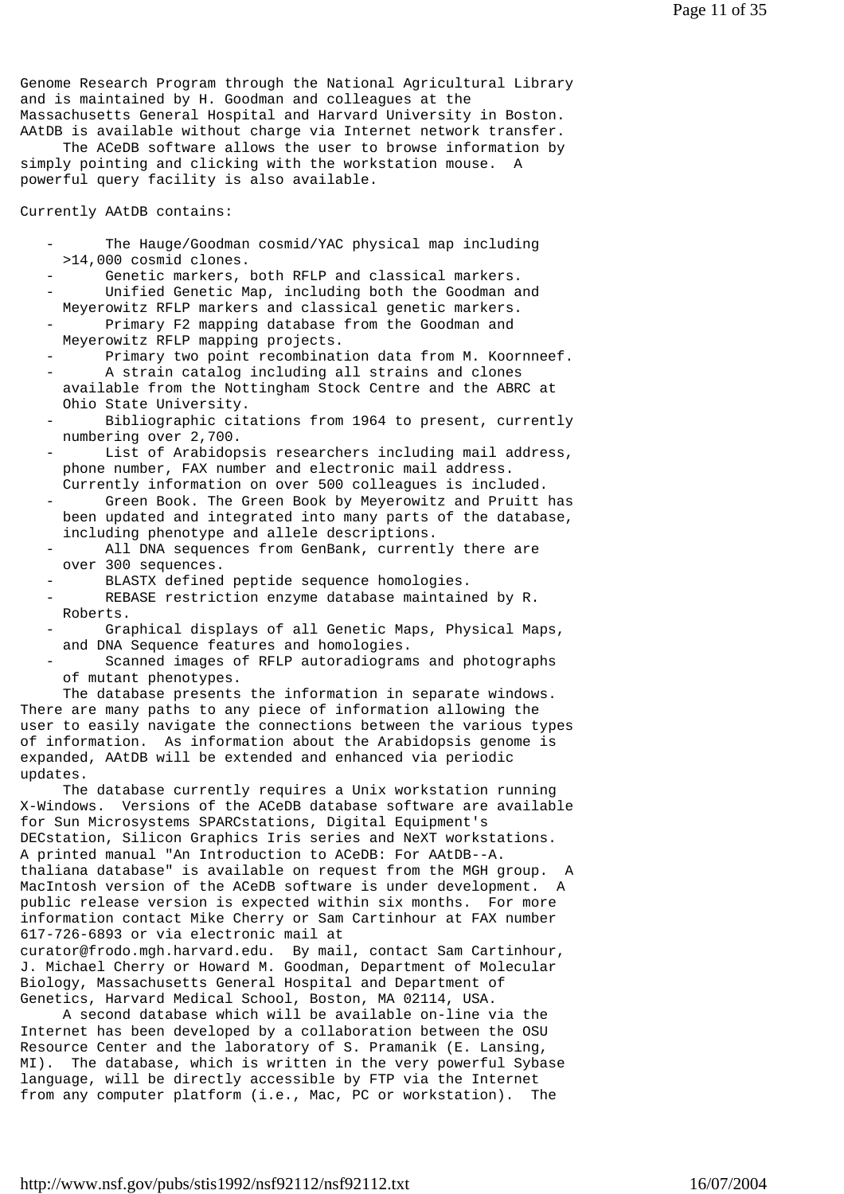Genome Research Program through the National Agricultural Library and is maintained by H. Goodman and colleagues at the Massachusetts General Hospital and Harvard University in Boston. AAtDB is available without charge via Internet network transfer.

The ACeDB software allows the user to browse information by simply pointing and clicking with the workstation mouse. A powerful query facility is also available.

Currently AAtDB contains:

- The Hauge/Goodman cosmid/YAC physical map including >14,000 cosmid clones.
- Genetic markers, both RFLP and classical markers.
- Unified Genetic Map, including both the Goodman and Meyerowitz RFLP markers and classical genetic markers.
- Primary F2 mapping database from the Goodman and Meyerowitz RFLP mapping projects.
- Primary two point recombination data from M. Koornneef.
- A strain catalog including all strains and clones available from the Nottingham Stock Centre and the ABRC at Ohio State University.
- Bibliographic citations from 1964 to present, currently numbering over 2,700.
- List of Arabidopsis researchers including mail address, phone number, FAX number and electronic mail address. Currently information on over 500 colleagues is included.
- Green Book. The Green Book by Meyerowitz and Pruitt has been updated and integrated into many parts of the database, including phenotype and allele descriptions.
- All DNA sequences from GenBank, currently there are over 300 sequences.
- BLASTX defined peptide sequence homologies.
- REBASE restriction enzyme database maintained by R. Roberts.
- Graphical displays of all Genetic Maps, Physical Maps, and DNA Sequence features and homologies.
- Scanned images of RFLP autoradiograms and photographs of mutant phenotypes.

The database presents the information in separate windows. There are many paths to any piece of information allowing the user to easily navigate the connections between the various types of information. As information about the Arabidopsis genome is expanded, AAtDB will be extended and enhanced via periodic updates.

The database currently requires a Unix workstation running X-Windows. Versions of the ACeDB database software are available for Sun Microsystems SPARCstations, Digital Equipment's DECstation, Silicon Graphics Iris series and NeXT workstations. A printed manual "An Introduction to ACeDB: For AAtDB--A. thaliana database" is available on request from the MGH group. A MacIntosh version of the ACeDB software is under development. A public release version is expected within six months. For more information contact Mike Cherry or Sam Cartinhour at FAX number 617-726-6893 or via electronic mail at curator@frodo.mgh.harvard.edu. By mail, contact Sam Cartinhour, J. Michael Cherry or Howard M. Goodman, Department of Molecular Biology, Massachusetts General Hospital and Department of Genetics, Harvard Medical School, Boston, MA 02114, USA.

A second database which will be available on-line via the Internet has been developed by a collaboration between the OSU Resource Center and the laboratory of S. Pramanik (E. Lansing, MI). The database, which is written in the very powerful Sybase language, will be directly accessible by FTP via the Internet from any computer platform (i.e., Mac, PC or workstation). The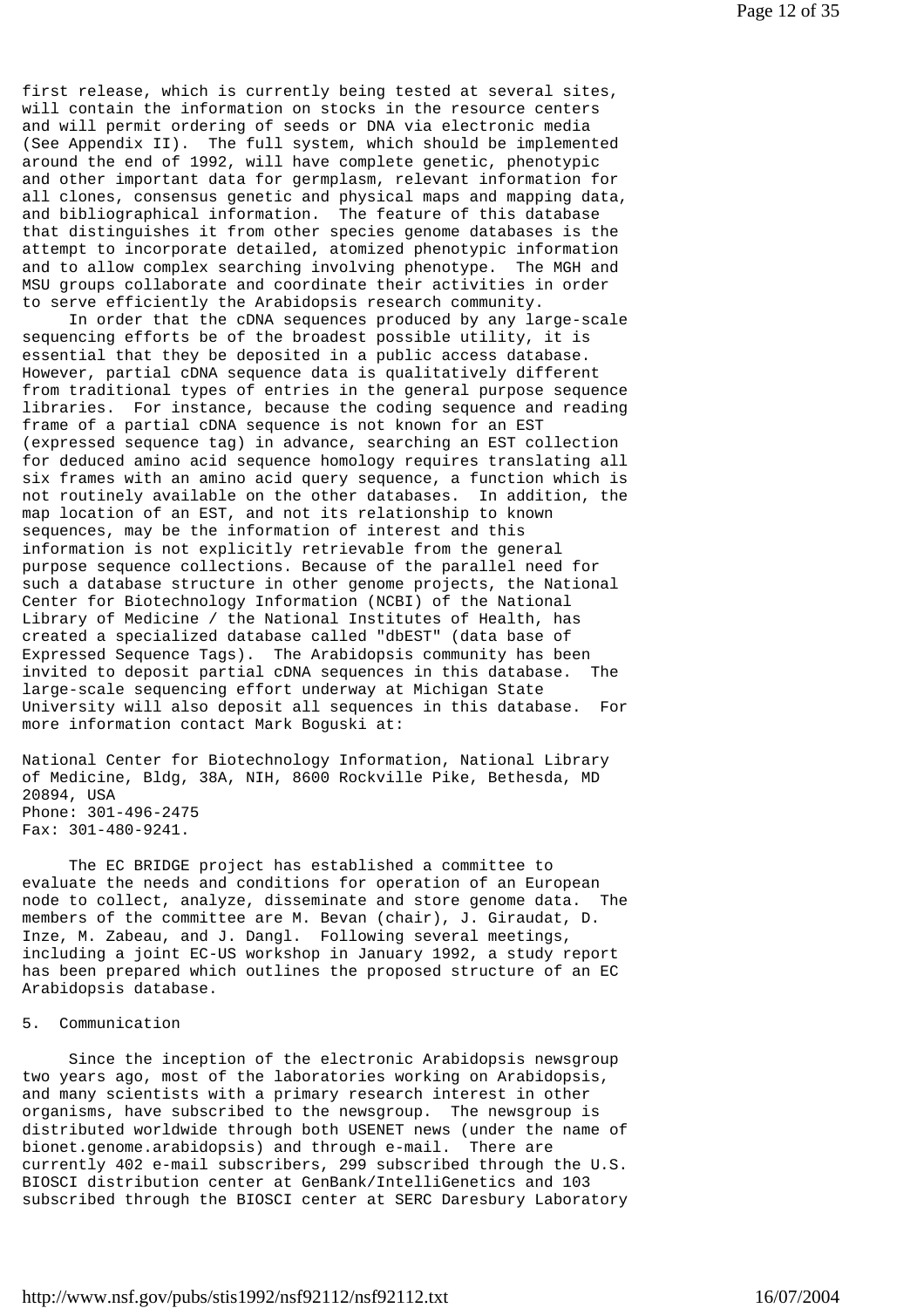first release, which is currently being tested at several sites, will contain the information on stocks in the resource centers and will permit ordering of seeds or DNA via electronic media (See Appendix II). The full system, which should be implemented around the end of 1992, will have complete genetic, phenotypic and other important data for germplasm, relevant information for all clones, consensus genetic and physical maps and mapping data, and bibliographical information. The feature of this database that distinguishes it from other species genome databases is the attempt to incorporate detailed, atomized phenotypic information and to allow complex searching involving phenotype. The MGH and MSU groups collaborate and coordinate their activities in order to serve efficiently the Arabidopsis research community.

In order that the cDNA sequences produced by any large-scale sequencing efforts be of the broadest possible utility, it is essential that they be deposited in a public access database. However, partial cDNA sequence data is qualitatively different from traditional types of entries in the general purpose sequence libraries. For instance, because the coding sequence and reading frame of a partial cDNA sequence is not known for an EST (expressed sequence tag) in advance, searching an EST collection for deduced amino acid sequence homology requires translating all six frames with an amino acid query sequence, a function which is not routinely available on the other databases. In addition, the map location of an EST, and not its relationship to known sequences, may be the information of interest and this information is not explicitly retrievable from the general purpose sequence collections. Because of the parallel need for such a database structure in other genome projects, the National Center for Biotechnology Information (NCBI) of the National Library of Medicine / the National Institutes of Health, has created a specialized database called "dbEST" (data base of Expressed Sequence Tags). The Arabidopsis community has been invited to deposit partial cDNA sequences in this database. The large-scale sequencing effort underway at Michigan State University will also deposit all sequences in this database. For more information contact Mark Boguski at:

National Center for Biotechnology Information, National Library of Medicine, Bldg, 38A, NIH, 8600 Rockville Pike, Bethesda, MD 20894, USA  
Phone: 301-496-2475  
Fax: 301-480-9241.

The EC BRIDGE project has established a committee to evaluate the needs and conditions for operation of an European node to collect, analyze, disseminate and store genome data. The members of the committee are M. Bevan (chair), J. Giraudat, D. Inze, M. Zabeau, and J. Dangl. Following several meetings, including a joint EC-US workshop in January 1992, a study report has been prepared which outlines the proposed structure of an EC Arabidopsis database.

## 5. Communication

Since the inception of the electronic Arabidopsis newsgroup two years ago, most of the laboratories working on Arabidopsis, and many scientists with a primary research interest in other organisms, have subscribed to the newsgroup. The newsgroup is distributed worldwide through both USENET news (under the name of bionet.genome.arabidopsis) and through e-mail. There are currently 402 e-mail subscribers, 299 subscribed through the U.S. BIOSCI distribution center at GenBank/IntelliGenetics and 103 subscribed through the BIOSCI center at SERC Daresbury Laboratory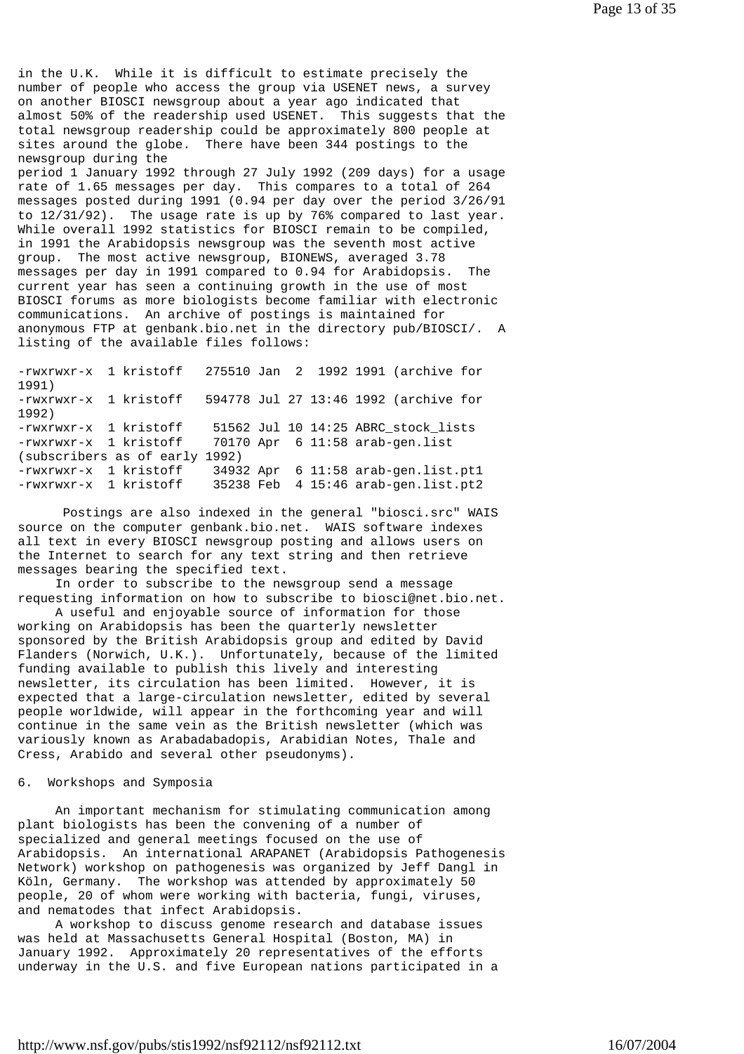in the U.K. While it is difficult to estimate precisely the number of people who access the group via USENET news, a survey on another BIOSCI newsgroup about a year ago indicated that almost 50% of the readership used USENET. This suggests that the total newsgroup readership could be approximately 800 people at sites around the globe. There have been 344 postings to the newsgroup during the period 1 January 1992 through 27 July 1992 (209 days) for a usage rate of 1.65 messages per day. This compares to a total of 264 messages posted during 1991 (0.94 per day over the period 3/26/91 to 12/31/92). The usage rate is up by 76% compared to last year. While overall 1992 statistics for BIOSCI remain to be compiled, in 1991 the Arabidopsis newsgroup was the seventh most active group. The most active newsgroup, BIONEWS, averaged 3.78 messages per day in 1991 compared to 0.94 for Arabidopsis. The current year has seen a continuing growth in the use of most BIOSCI forums as more biologists become familiar with electronic communications. An archive of postings is maintained for anonymous FTP at genbank.bio.net in the directory pub/BIOSCI/. A listing of the available files follows:

```
-rwxrwxr-x  1 kristoff   275510 Jan  2  1992 1991 (archive for 1991)
-rwxrwxr-x  1 kristoff   594778 Jul 27 13:46 1992 (archive for 1992)
-rwxrwxr-x  1 kristoff    51562 Jul 10 14:25 ABRC_stock_lists
-rwxrwxr-x  1 kristoff    70170 Apr  6 11:58 arab-gen.list (subscribers as of early 1992)
-rwxrwxr-x  1 kristoff    34932 Apr  6 11:58 arab-gen.list.pt1
-rwxrwxr-x  1 kristoff    35238 Feb  4 15:46 arab-gen.list.pt2
```

Postings are also indexed in the general "biosci.src" WAIS source on the computer genbank.bio.net. WAIS software indexes all text in every BIOSCI newsgroup posting and allows users on the Internet to search for any text string and then retrieve messages bearing the specified text.

In order to subscribe to the newsgroup send a message requesting information on how to subscribe to biosci@net.bio.net.

A useful and enjoyable source of information for those working on Arabidopsis has been the quarterly newsletter sponsored by the British Arabidopsis group and edited by David Flanders (Norwich, U.K.). Unfortunately, because of the limited funding available to publish this lively and interesting newsletter, its circulation has been limited. However, it is expected that a large-circulation newsletter, edited by several people worldwide, will appear in the forthcoming year and will continue in the same vein as the British newsletter (which was variously known as Arabadabadopis, Arabidian Notes, Thale and Cress, Arabido and several other pseudonyms).

## 6. Workshops and Symposia

An important mechanism for stimulating communication among plant biologists has been the convening of a number of specialized and general meetings focused on the use of Arabidopsis. An international ARAPANET (Arabidopsis Pathogenesis Network) workshop on pathogenesis was organized by Jeff Dangl in Köln, Germany. The workshop was attended by approximately 50 people, 20 of whom were working with bacteria, fungi, viruses, and nematodes that infect Arabidopsis.

A workshop to discuss genome research and database issues was held at Massachusetts General Hospital (Boston, MA) in January 1992. Approximately 20 representatives of the efforts underway in the U.S. and five European nations participated in a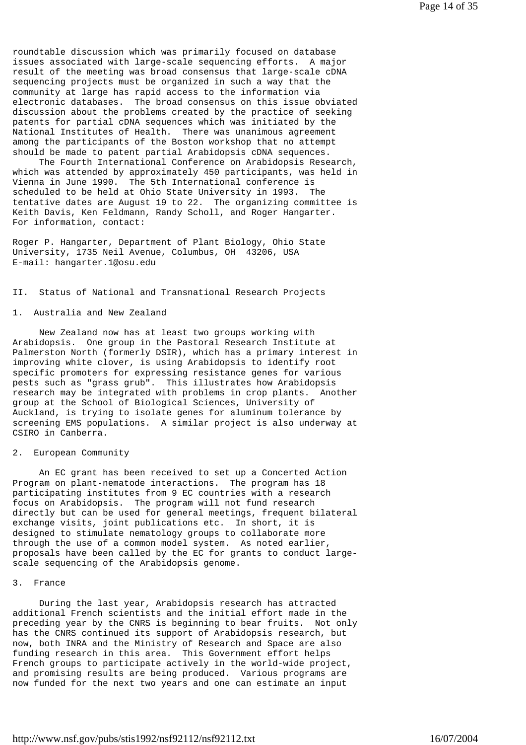roundtable discussion which was primarily focused on database issues associated with large-scale sequencing efforts. A major result of the meeting was broad consensus that large-scale cDNA sequencing projects must be organized in such a way that the community at large has rapid access to the information via electronic databases. The broad consensus on this issue obviated discussion about the problems created by the practice of seeking patents for partial cDNA sequences which was initiated by the National Institutes of Health. There was unanimous agreement among the participants of the Boston workshop that no attempt should be made to patent partial Arabidopsis cDNA sequences.

The Fourth International Conference on Arabidopsis Research, which was attended by approximately 450 participants, was held in Vienna in June 1990. The 5th International conference is scheduled to be held at Ohio State University in 1993. The tentative dates are August 19 to 22. The organizing committee is Keith Davis, Ken Feldmann, Randy Scholl, and Roger Hangarter. For information, contact:

Roger P. Hangarter, Department of Plant Biology, Ohio State University, 1735 Neil Avenue, Columbus, OH 43206, USA
E-mail: hangarter.1@osu.edu

## II. Status of National and Transnational Research Projects

### 1. Australia and New Zealand

New Zealand now has at least two groups working with Arabidopsis. One group in the Pastoral Research Institute at Palmerston North (formerly DSIR), which has a primary interest in improving white clover, is using Arabidopsis to identify root specific promoters for expressing resistance genes for various pests such as "grass grub". This illustrates how Arabidopsis research may be integrated with problems in crop plants. Another group at the School of Biological Sciences, University of Auckland, is trying to isolate genes for aluminum tolerance by screening EMS populations. A similar project is also underway at CSIRO in Canberra.

### 2. European Community

An EC grant has been received to set up a Concerted Action Program on plant-nematode interactions. The program has 18 participating institutes from 9 EC countries with a research focus on Arabidopsis. The program will not fund research directly but can be used for general meetings, frequent bilateral exchange visits, joint publications etc. In short, it is designed to stimulate nematology groups to collaborate more through the use of a common model system. As noted earlier, proposals have been called by the EC for grants to conduct large-scale sequencing of the Arabidopsis genome.

### 3. France

During the last year, Arabidopsis research has attracted additional French scientists and the initial effort made in the preceding year by the CNRS is beginning to bear fruits. Not only has the CNRS continued its support of Arabidopsis research, but now, both INRA and the Ministry of Research and Space are also funding research in this area. This Government effort helps French groups to participate actively in the world-wide project, and promising results are being produced. Various programs are now funded for the next two years and one can estimate an input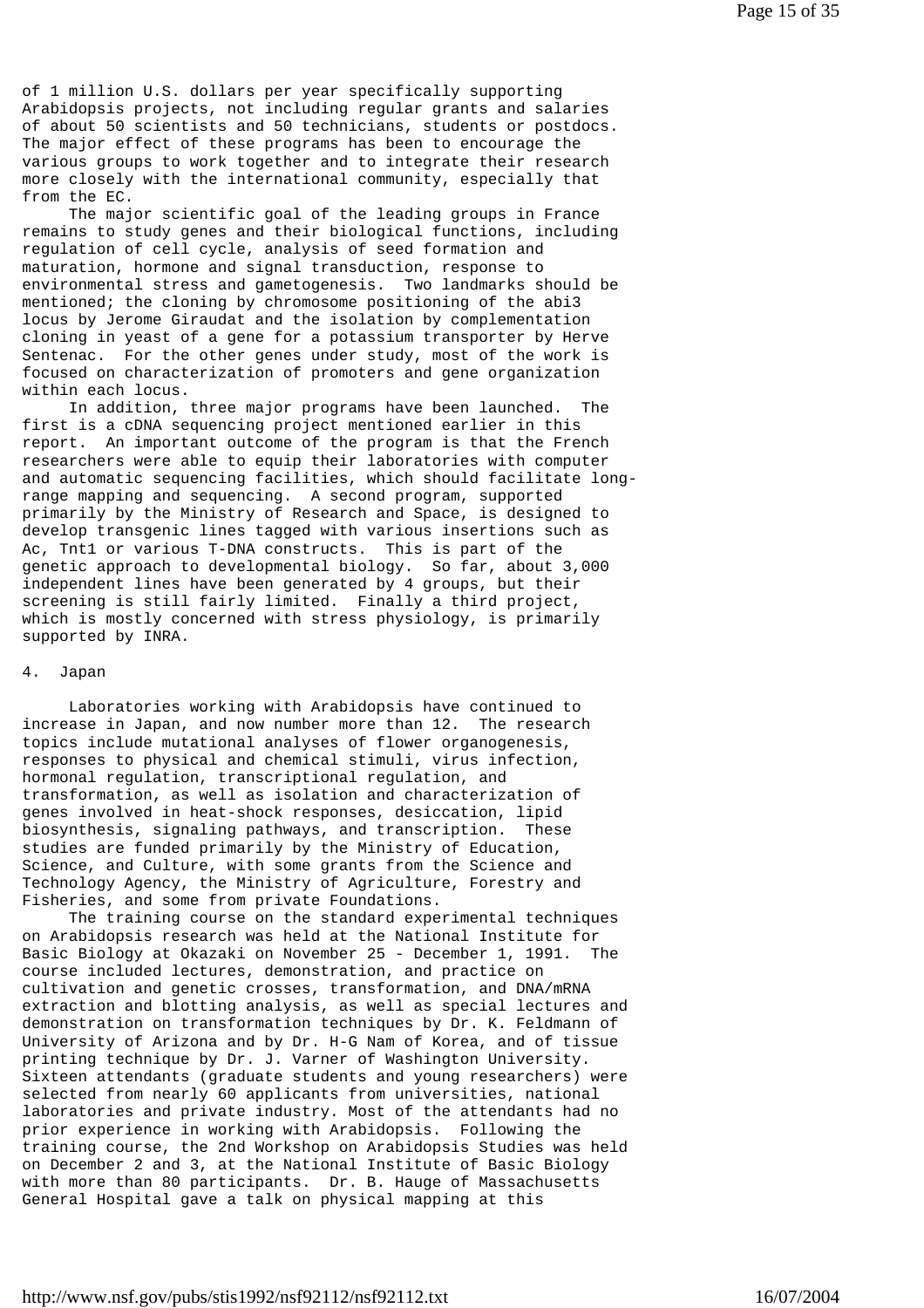of 1 million U.S. dollars per year specifically supporting Arabidopsis projects, not including regular grants and salaries of about 50 scientists and 50 technicians, students or postdocs. The major effect of these programs has been to encourage the various groups to work together and to integrate their research more closely with the international community, especially that from the EC.

The major scientific goal of the leading groups in France remains to study genes and their biological functions, including regulation of cell cycle, analysis of seed formation and maturation, hormone and signal transduction, response to environmental stress and gametogenesis. Two landmarks should be mentioned; the cloning by chromosome positioning of the abi3 locus by Jerome Giraudat and the isolation by complementation cloning in yeast of a gene for a potassium transporter by Herve Sentenac. For the other genes under study, most of the work is focused on characterization of promoters and gene organization within each locus.

In addition, three major programs have been launched. The first is a cDNA sequencing project mentioned earlier in this report. An important outcome of the program is that the French researchers were able to equip their laboratories with computer and automatic sequencing facilities, which should facilitate long-range mapping and sequencing. A second program, supported primarily by the Ministry of Research and Space, is designed to develop transgenic lines tagged with various insertions such as Ac, Tnt1 or various T-DNA constructs. This is part of the genetic approach to developmental biology. So far, about 3,000 independent lines have been generated by 4 groups, but their screening is still fairly limited. Finally a third project, which is mostly concerned with stress physiology, is primarily supported by INRA.

4. Japan

Laboratories working with Arabidopsis have continued to increase in Japan, and now number more than 12. The research topics include mutational analyses of flower organogenesis, responses to physical and chemical stimuli, virus infection, hormonal regulation, transcriptional regulation, and transformation, as well as isolation and characterization of genes involved in heat-shock responses, desiccation, lipid biosynthesis, signaling pathways, and transcription. These studies are funded primarily by the Ministry of Education, Science, and Culture, with some grants from the Science and Technology Agency, the Ministry of Agriculture, Forestry and Fisheries, and some from private Foundations.

The training course on the standard experimental techniques on Arabidopsis research was held at the National Institute for Basic Biology at Okazaki on November 25 - December 1, 1991. The course included lectures, demonstration, and practice on cultivation and genetic crosses, transformation, and DNA/mRNA extraction and blotting analysis, as well as special lectures and demonstration on transformation techniques by Dr. K. Feldmann of University of Arizona and by Dr. H-G Nam of Korea, and of tissue printing technique by Dr. J. Varner of Washington University. Sixteen attendants (graduate students and young researchers) were selected from nearly 60 applicants from universities, national laboratories and private industry. Most of the attendants had no prior experience in working with Arabidopsis. Following the training course, the 2nd Workshop on Arabidopsis Studies was held on December 2 and 3, at the National Institute of Basic Biology with more than 80 participants. Dr. B. Hauge of Massachusetts General Hospital gave a talk on physical mapping at this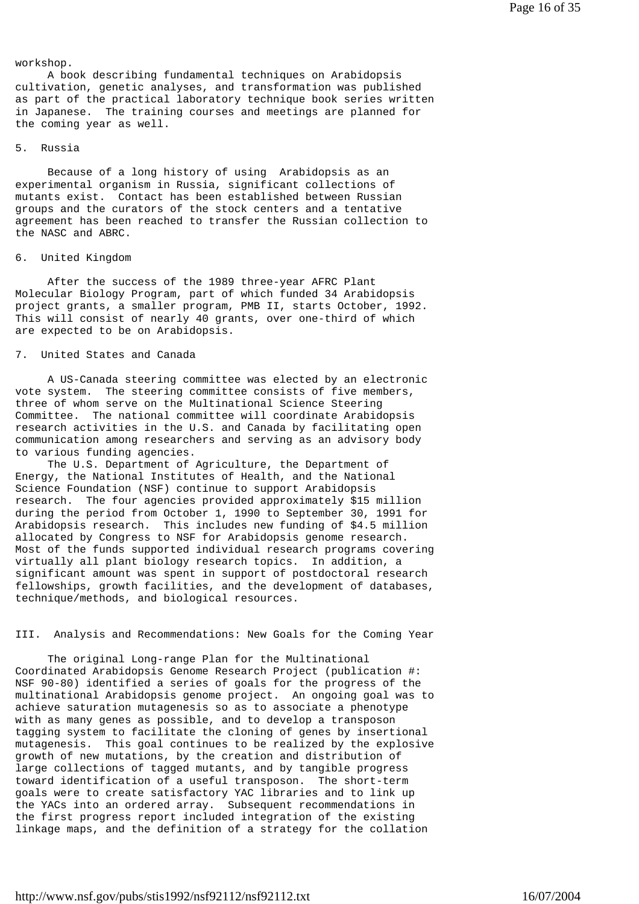workshop.

A book describing fundamental techniques on Arabidopsis cultivation, genetic analyses, and transformation was published as part of the practical laboratory technique book series written in Japanese. The training courses and meetings are planned for the coming year as well.

### 5. Russia

Because of a long history of using Arabidopsis as an experimental organism in Russia, significant collections of mutants exist. Contact has been established between Russian groups and the curators of the stock centers and a tentative agreement has been reached to transfer the Russian collection to the NASC and ABRC.

### 6. United Kingdom

After the success of the 1989 three-year AFRC Plant Molecular Biology Program, part of which funded 34 Arabidopsis project grants, a smaller program, PMB II, starts October, 1992. This will consist of nearly 40 grants, over one-third of which are expected to be on Arabidopsis.

### 7. United States and Canada

A US-Canada steering committee was elected by an electronic vote system. The steering committee consists of five members, three of whom serve on the Multinational Science Steering Committee. The national committee will coordinate Arabidopsis research activities in the U.S. and Canada by facilitating open communication among researchers and serving as an advisory body to various funding agencies.

The U.S. Department of Agriculture, the Department of Energy, the National Institutes of Health, and the National Science Foundation (NSF) continue to support Arabidopsis research. The four agencies provided approximately $15 million during the period from October 1, 1990 to September 30, 1991 for Arabidopsis research. This includes new funding of $4.5 million allocated by Congress to NSF for Arabidopsis genome research. Most of the funds supported individual research programs covering virtually all plant biology research topics. In addition, a significant amount was spent in support of postdoctoral research fellowships, growth facilities, and the development of databases, technique/methods, and biological resources.

## III. Analysis and Recommendations: New Goals for the Coming Year

The original Long-range Plan for the Multinational Coordinated Arabidopsis Genome Research Project (publication #: NSF 90-80) identified a series of goals for the progress of the multinational Arabidopsis genome project. An ongoing goal was to achieve saturation mutagenesis so as to associate a phenotype with as many genes as possible, and to develop a transposon tagging system to facilitate the cloning of genes by insertional mutagenesis. This goal continues to be realized by the explosive growth of new mutations, by the creation and distribution of large collections of tagged mutants, and by tangible progress toward identification of a useful transposon. The short-term goals were to create satisfactory YAC libraries and to link up the YACs into an ordered array. Subsequent recommendations in the first progress report included integration of the existing linkage maps, and the definition of a strategy for the collation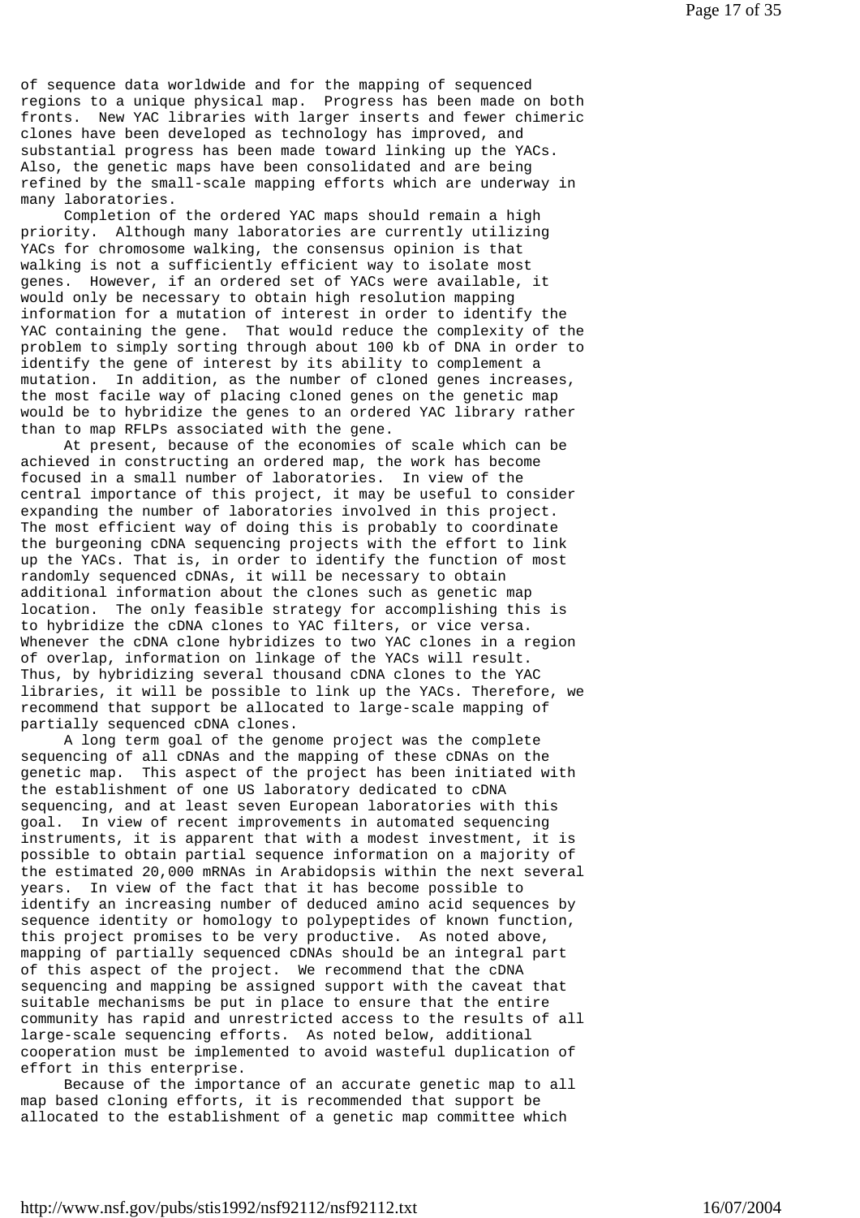of sequence data worldwide and for the mapping of sequenced regions to a unique physical map. Progress has been made on both fronts. New YAC libraries with larger inserts and fewer chimeric clones have been developed as technology has improved, and substantial progress has been made toward linking up the YACs. Also, the genetic maps have been consolidated and are being refined by the small-scale mapping efforts which are underway in many laboratories.

Completion of the ordered YAC maps should remain a high priority. Although many laboratories are currently utilizing YACs for chromosome walking, the consensus opinion is that walking is not a sufficiently efficient way to isolate most genes. However, if an ordered set of YACs were available, it would only be necessary to obtain high resolution mapping information for a mutation of interest in order to identify the YAC containing the gene. That would reduce the complexity of the problem to simply sorting through about 100 kb of DNA in order to identify the gene of interest by its ability to complement a mutation. In addition, as the number of cloned genes increases, the most facile way of placing cloned genes on the genetic map would be to hybridize the genes to an ordered YAC library rather than to map RFLPs associated with the gene.

At present, because of the economies of scale which can be achieved in constructing an ordered map, the work has become focused in a small number of laboratories. In view of the central importance of this project, it may be useful to consider expanding the number of laboratories involved in this project. The most efficient way of doing this is probably to coordinate the burgeoning cDNA sequencing projects with the effort to link up the YACs. That is, in order to identify the function of most randomly sequenced cDNAs, it will be necessary to obtain additional information about the clones such as genetic map location. The only feasible strategy for accomplishing this is to hybridize the cDNA clones to YAC filters, or vice versa. Whenever the cDNA clone hybridizes to two YAC clones in a region of overlap, information on linkage of the YACs will result. Thus, by hybridizing several thousand cDNA clones to the YAC libraries, it will be possible to link up the YACs. Therefore, we recommend that support be allocated to large-scale mapping of partially sequenced cDNA clones.

A long term goal of the genome project was the complete sequencing of all cDNAs and the mapping of these cDNAs on the genetic map. This aspect of the project has been initiated with the establishment of one US laboratory dedicated to cDNA sequencing, and at least seven European laboratories with this goal. In view of recent improvements in automated sequencing instruments, it is apparent that with a modest investment, it is possible to obtain partial sequence information on a majority of the estimated 20,000 mRNAs in Arabidopsis within the next several years. In view of the fact that it has become possible to identify an increasing number of deduced amino acid sequences by sequence identity or homology to polypeptides of known function, this project promises to be very productive. As noted above, mapping of partially sequenced cDNAs should be an integral part of this aspect of the project. We recommend that the cDNA sequencing and mapping be assigned support with the caveat that suitable mechanisms be put in place to ensure that the entire community has rapid and unrestricted access to the results of all large-scale sequencing efforts. As noted below, additional cooperation must be implemented to avoid wasteful duplication of effort in this enterprise.

Because of the importance of an accurate genetic map to all map based cloning efforts, it is recommended that support be allocated to the establishment of a genetic map committee which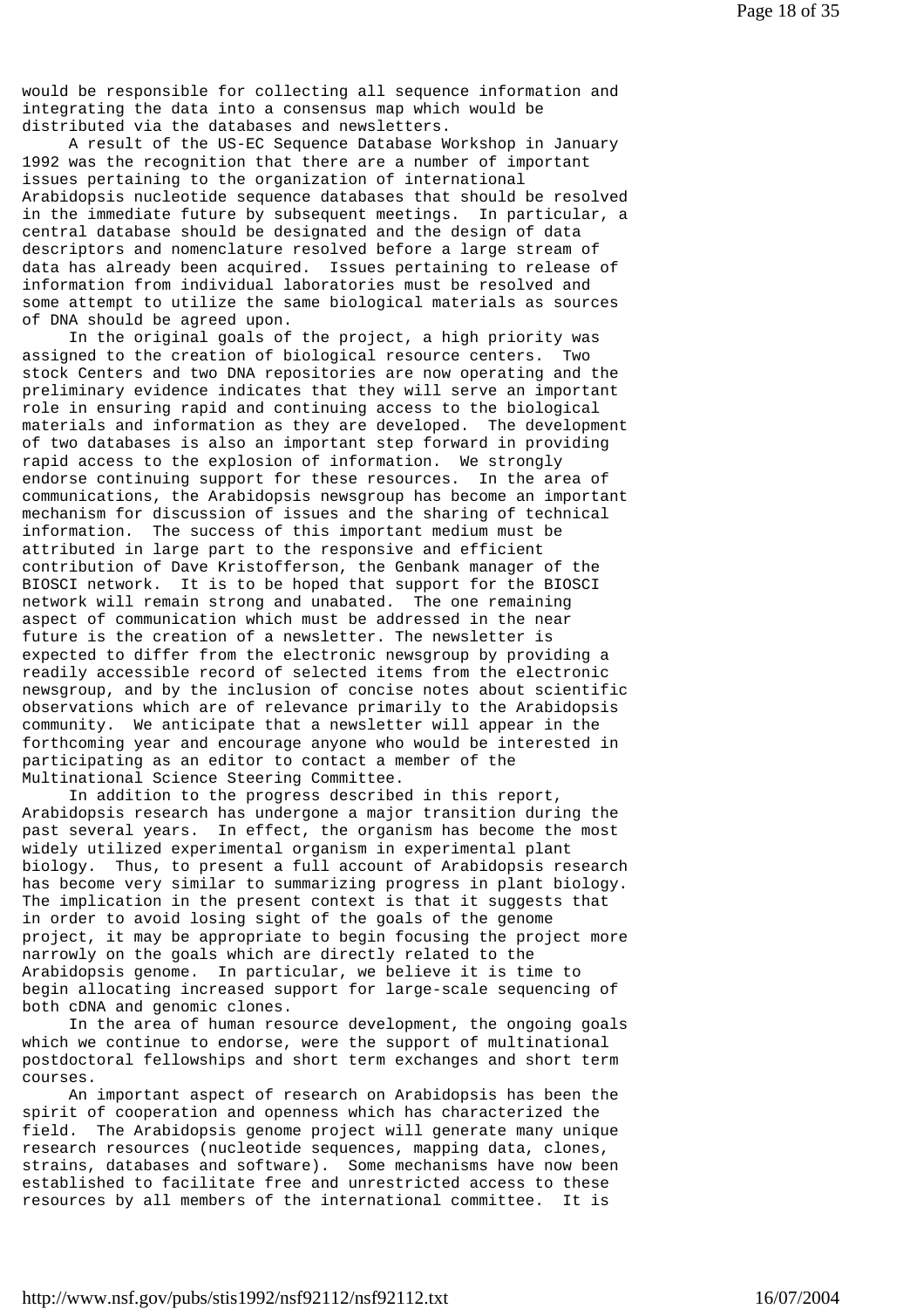would be responsible for collecting all sequence information and integrating the data into a consensus map which would be distributed via the databases and newsletters.

A result of the US-EC Sequence Database Workshop in January 1992 was the recognition that there are a number of important issues pertaining to the organization of international Arabidopsis nucleotide sequence databases that should be resolved in the immediate future by subsequent meetings. In particular, a central database should be designated and the design of data descriptors and nomenclature resolved before a large stream of data has already been acquired. Issues pertaining to release of information from individual laboratories must be resolved and some attempt to utilize the same biological materials as sources of DNA should be agreed upon.

In the original goals of the project, a high priority was assigned to the creation of biological resource centers. Two stock Centers and two DNA repositories are now operating and the preliminary evidence indicates that they will serve an important role in ensuring rapid and continuing access to the biological materials and information as they are developed. The development of two databases is also an important step forward in providing rapid access to the explosion of information. We strongly endorse continuing support for these resources. In the area of communications, the Arabidopsis newsgroup has become an important mechanism for discussion of issues and the sharing of technical information. The success of this important medium must be attributed in large part to the responsive and efficient contribution of Dave Kristofferson, the Genbank manager of the BIOSCI network. It is to be hoped that support for the BIOSCI network will remain strong and unabated. The one remaining aspect of communication which must be addressed in the near future is the creation of a newsletter. The newsletter is expected to differ from the electronic newsgroup by providing a readily accessible record of selected items from the electronic newsgroup, and by the inclusion of concise notes about scientific observations which are of relevance primarily to the Arabidopsis community. We anticipate that a newsletter will appear in the forthcoming year and encourage anyone who would be interested in participating as an editor to contact a member of the Multinational Science Steering Committee.

In addition to the progress described in this report, Arabidopsis research has undergone a major transition during the past several years. In effect, the organism has become the most widely utilized experimental organism in experimental plant biology. Thus, to present a full account of Arabidopsis research has become very similar to summarizing progress in plant biology. The implication in the present context is that it suggests that in order to avoid losing sight of the goals of the genome project, it may be appropriate to begin focusing the project more narrowly on the goals which are directly related to the Arabidopsis genome. In particular, we believe it is time to begin allocating increased support for large-scale sequencing of both cDNA and genomic clones.

In the area of human resource development, the ongoing goals which we continue to endorse, were the support of multinational postdoctoral fellowships and short term exchanges and short term courses.

An important aspect of research on Arabidopsis has been the spirit of cooperation and openness which has characterized the field. The Arabidopsis genome project will generate many unique research resources (nucleotide sequences, mapping data, clones, strains, databases and software). Some mechanisms have now been established to facilitate free and unrestricted access to these resources by all members of the international committee. It is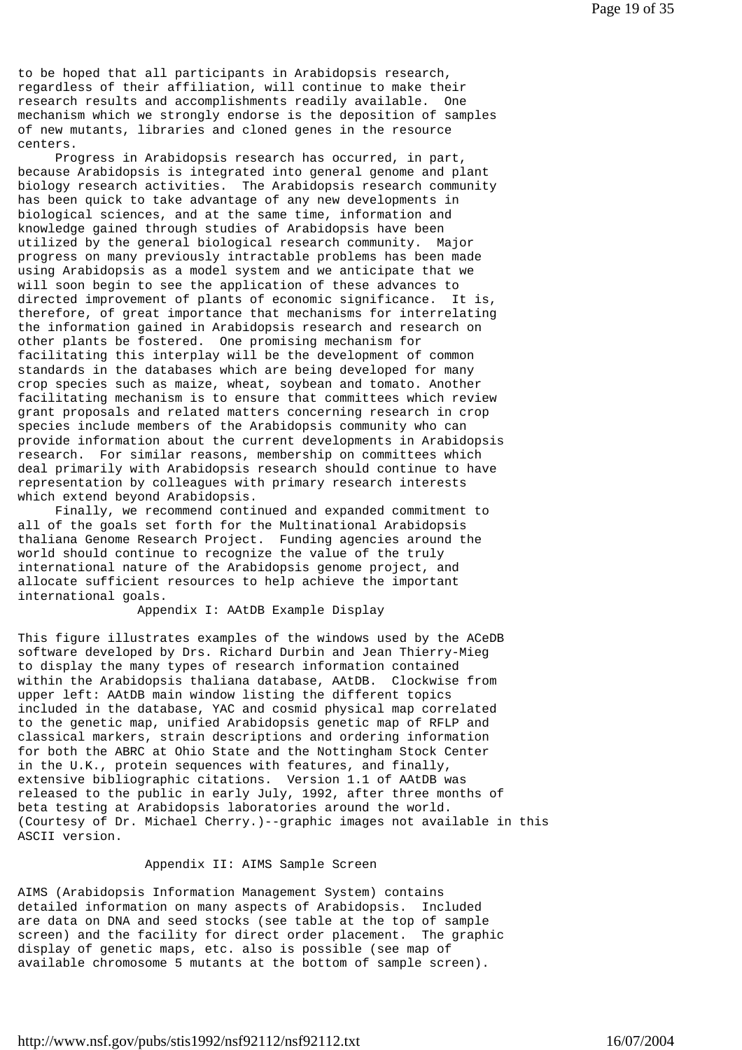to be hoped that all participants in Arabidopsis research, regardless of their affiliation, will continue to make their research results and accomplishments readily available. One mechanism which we strongly endorse is the deposition of samples of new mutants, libraries and cloned genes in the resource centers.

Progress in Arabidopsis research has occurred, in part, because Arabidopsis is integrated into general genome and plant biology research activities. The Arabidopsis research community has been quick to take advantage of any new developments in biological sciences, and at the same time, information and knowledge gained through studies of Arabidopsis have been utilized by the general biological research community. Major progress on many previously intractable problems has been made using Arabidopsis as a model system and we anticipate that we will soon begin to see the application of these advances to directed improvement of plants of economic significance. It is, therefore, of great importance that mechanisms for interrelating the information gained in Arabidopsis research and research on other plants be fostered. One promising mechanism for facilitating this interplay will be the development of common standards in the databases which are being developed for many crop species such as maize, wheat, soybean and tomato. Another facilitating mechanism is to ensure that committees which review grant proposals and related matters concerning research in crop species include members of the Arabidopsis community who can provide information about the current developments in Arabidopsis research. For similar reasons, membership on committees which deal primarily with Arabidopsis research should continue to have representation by colleagues with primary research interests which extend beyond Arabidopsis.

Finally, we recommend continued and expanded commitment to all of the goals set forth for the Multinational Arabidopsis thaliana Genome Research Project. Funding agencies around the world should continue to recognize the value of the truly international nature of the Arabidopsis genome project, and allocate sufficient resources to help achieve the important international goals.

## Appendix I: AAtDB Example Display

This figure illustrates examples of the windows used by the ACeDB software developed by Drs. Richard Durbin and Jean Thierry-Mieg to display the many types of research information contained within the Arabidopsis thaliana database, AAtDB. Clockwise from upper left: AAtDB main window listing the different topics included in the database, YAC and cosmid physical map correlated to the genetic map, unified Arabidopsis genetic map of RFLP and classical markers, strain descriptions and ordering information for both the ABRC at Ohio State and the Nottingham Stock Center in the U.K., protein sequences with features, and finally, extensive bibliographic citations. Version 1.1 of AAtDB was released to the public in early July, 1992, after three months of beta testing at Arabidopsis laboratories around the world. (Courtesy of Dr. Michael Cherry.)--graphic images not available in this ASCII version.

## Appendix II: AIMS Sample Screen

AIMS (Arabidopsis Information Management System) contains detailed information on many aspects of Arabidopsis. Included are data on DNA and seed stocks (see table at the top of sample screen) and the facility for direct order placement. The graphic display of genetic maps, etc. also is possible (see map of available chromosome 5 mutants at the bottom of sample screen).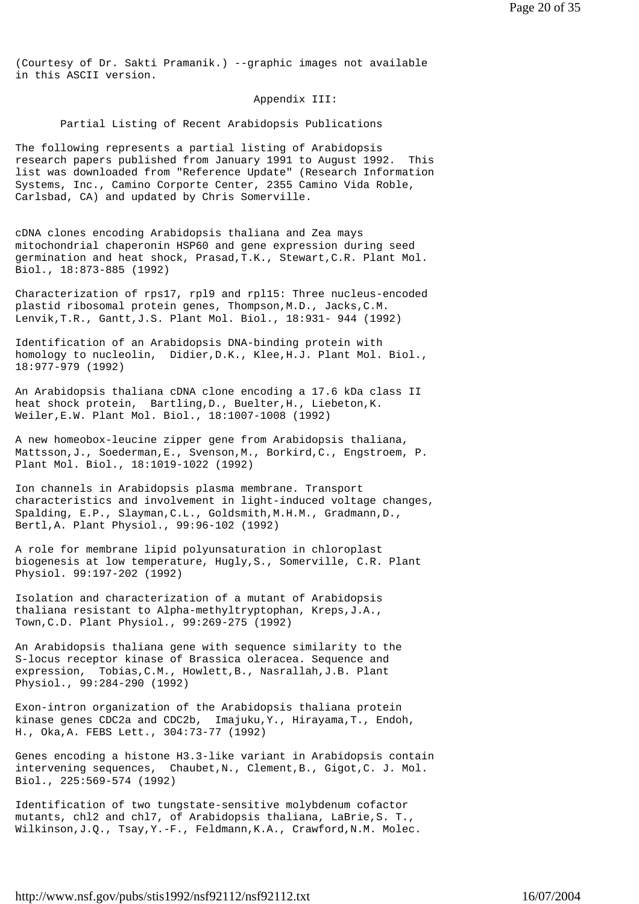(Courtesy of Dr. Sakti Pramanik.) --graphic images not available in this ASCII version.

## Appendix III:

### Partial Listing of Recent Arabidopsis Publications

The following represents a partial listing of Arabidopsis research papers published from January 1991 to August 1992. This list was downloaded from "Reference Update" (Research Information Systems, Inc., Camino Corporte Center, 2355 Camino Vida Roble, Carlsbad, CA) and updated by Chris Somerville.

cDNA clones encoding Arabidopsis thaliana and Zea mays mitochondrial chaperonin HSP60 and gene expression during seed germination and heat shock, Prasad,T.K., Stewart,C.R. Plant Mol. Biol., 18:873-885 (1992)

Characterization of rps17, rpl9 and rpl15: Three nucleus-encoded plastid ribosomal protein genes, Thompson,M.D., Jacks,C.M. Lenvik,T.R., Gantt,J.S. Plant Mol. Biol., 18:931- 944 (1992)

Identification of an Arabidopsis DNA-binding protein with homology to nucleolin, Didier,D.K., Klee,H.J. Plant Mol. Biol., 18:977-979 (1992)

An Arabidopsis thaliana cDNA clone encoding a 17.6 kDa class II heat shock protein, Bartling,D., Buelter,H., Liebeton,K. Weiler,E.W. Plant Mol. Biol., 18:1007-1008 (1992)

A new homeobox-leucine zipper gene from Arabidopsis thaliana, Mattsson,J., Soederman,E., Svenson,M., Borkird,C., Engstroem, P. Plant Mol. Biol., 18:1019-1022 (1992)

Ion channels in Arabidopsis plasma membrane. Transport characteristics and involvement in light-induced voltage changes, Spalding, E.P., Slayman,C.L., Goldsmith,M.H.M., Gradmann,D., Bertl,A. Plant Physiol., 99:96-102 (1992)

A role for membrane lipid polyunsaturation in chloroplast biogenesis at low temperature, Hugly,S., Somerville, C.R. Plant Physiol. 99:197-202 (1992)

Isolation and characterization of a mutant of Arabidopsis thaliana resistant to Alpha-methyltryptophan, Kreps,J.A., Town,C.D. Plant Physiol., 99:269-275 (1992)

An Arabidopsis thaliana gene with sequence similarity to the S-locus receptor kinase of Brassica oleracea. Sequence and expression, Tobias,C.M., Howlett,B., Nasrallah,J.B. Plant Physiol., 99:284-290 (1992)

Exon-intron organization of the Arabidopsis thaliana protein kinase genes CDC2a and CDC2b, Imajuku,Y., Hirayama,T., Endoh, H., Oka,A. FEBS Lett., 304:73-77 (1992)

Genes encoding a histone H3.3-like variant in Arabidopsis contain intervening sequences, Chaubet,N., Clement,B., Gigot,C. J. Mol. Biol., 225:569-574 (1992)

Identification of two tungstate-sensitive molybdenum cofactor mutants, chl2 and chl7, of Arabidopsis thaliana, LaBrie,S. T., Wilkinson,J.Q., Tsay,Y.-F., Feldmann,K.A., Crawford,N.M. Molec.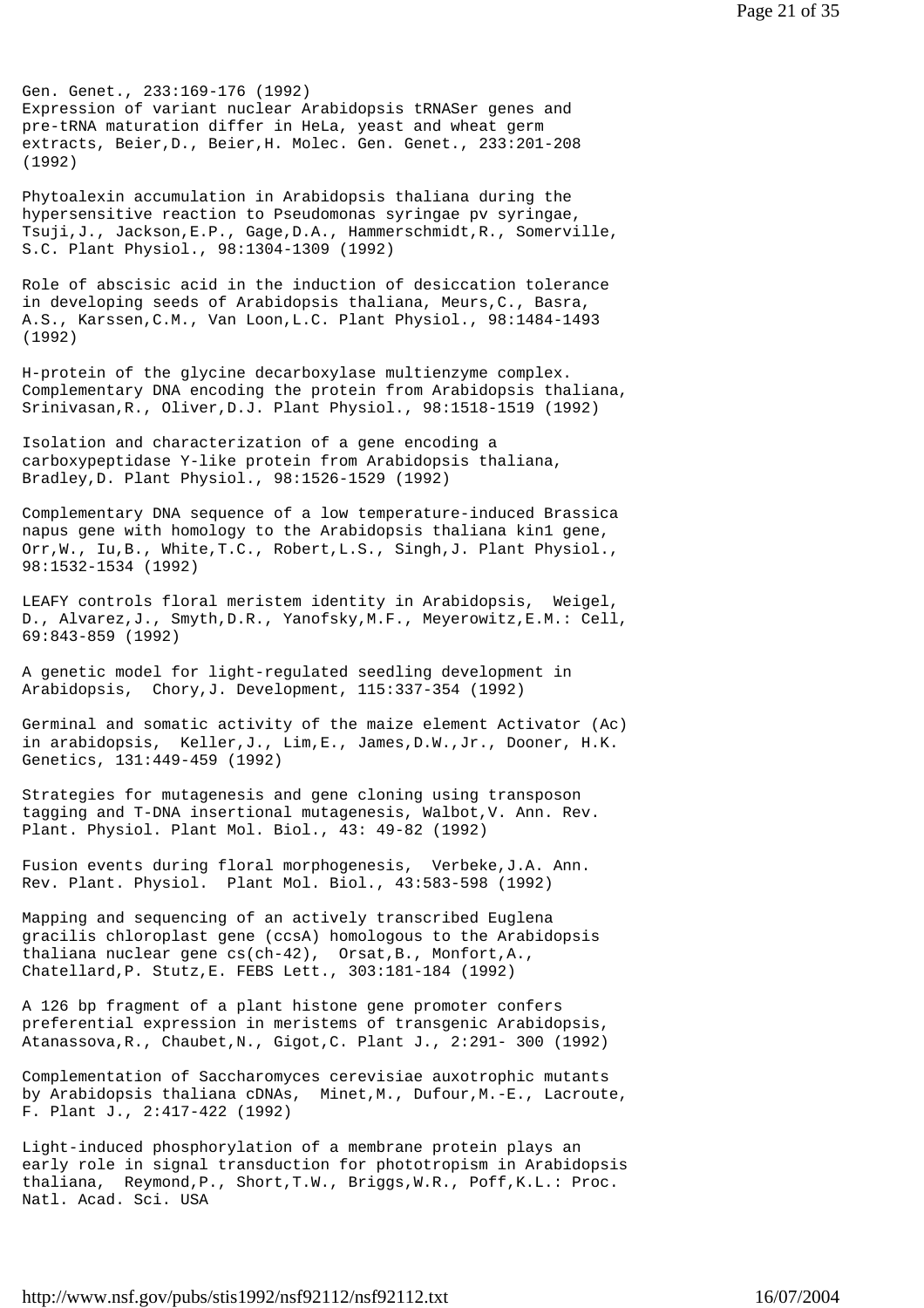Gen. Genet., 233:169-176 (1992)
Expression of variant nuclear Arabidopsis tRNASer genes and pre-tRNA maturation differ in HeLa, yeast and wheat germ extracts, Beier,D., Beier,H. Molec. Gen. Genet., 233:201-208 (1992)

Phytoalexin accumulation in Arabidopsis thaliana during the hypersensitive reaction to Pseudomonas syringae pv syringae, Tsuji,J., Jackson,E.P., Gage,D.A., Hammerschmidt,R., Somerville, S.C. Plant Physiol., 98:1304-1309 (1992)

Role of abscisic acid in the induction of desiccation tolerance in developing seeds of Arabidopsis thaliana, Meurs,C., Basra, A.S., Karssen,C.M., Van Loon,L.C. Plant Physiol., 98:1484-1493 (1992)

H-protein of the glycine decarboxylase multienzyme complex. Complementary DNA encoding the protein from Arabidopsis thaliana, Srinivasan,R., Oliver,D.J. Plant Physiol., 98:1518-1519 (1992)

Isolation and characterization of a gene encoding a carboxypeptidase Y-like protein from Arabidopsis thaliana, Bradley,D. Plant Physiol., 98:1526-1529 (1992)

Complementary DNA sequence of a low temperature-induced Brassica napus gene with homology to the Arabidopsis thaliana kin1 gene, Orr,W., Iu,B., White,T.C., Robert,L.S., Singh,J. Plant Physiol., 98:1532-1534 (1992)

LEAFY controls floral meristem identity in Arabidopsis, Weigel, D., Alvarez,J., Smyth,D.R., Yanofsky,M.F., Meyerowitz,E.M.: Cell, 69:843-859 (1992)

A genetic model for light-regulated seedling development in Arabidopsis, Chory,J. Development, 115:337-354 (1992)

Germinal and somatic activity of the maize element Activator (Ac) in arabidopsis, Keller,J., Lim,E., James,D.W.,Jr., Dooner, H.K. Genetics, 131:449-459 (1992)

Strategies for mutagenesis and gene cloning using transposon tagging and T-DNA insertional mutagenesis, Walbot,V. Ann. Rev. Plant. Physiol. Plant Mol. Biol., 43: 49-82 (1992)

Fusion events during floral morphogenesis, Verbeke,J.A. Ann. Rev. Plant. Physiol. Plant Mol. Biol., 43:583-598 (1992)

Mapping and sequencing of an actively transcribed Euglena gracilis chloroplast gene (ccsA) homologous to the Arabidopsis thaliana nuclear gene cs(ch-42), Orsat,B., Monfort,A., Chatellard,P. Stutz,E. FEBS Lett., 303:181-184 (1992)

A 126 bp fragment of a plant histone gene promoter confers preferential expression in meristems of transgenic Arabidopsis, Atanassova,R., Chaubet,N., Gigot,C. Plant J., 2:291- 300 (1992)

Complementation of Saccharomyces cerevisiae auxotrophic mutants by Arabidopsis thaliana cDNAs, Minet,M., Dufour,M.-E., Lacroute, F. Plant J., 2:417-422 (1992)

Light-induced phosphorylation of a membrane protein plays an early role in signal transduction for phototropism in Arabidopsis thaliana, Reymond,P., Short,T.W., Briggs,W.R., Poff,K.L.: Proc. Natl. Acad. Sci. USA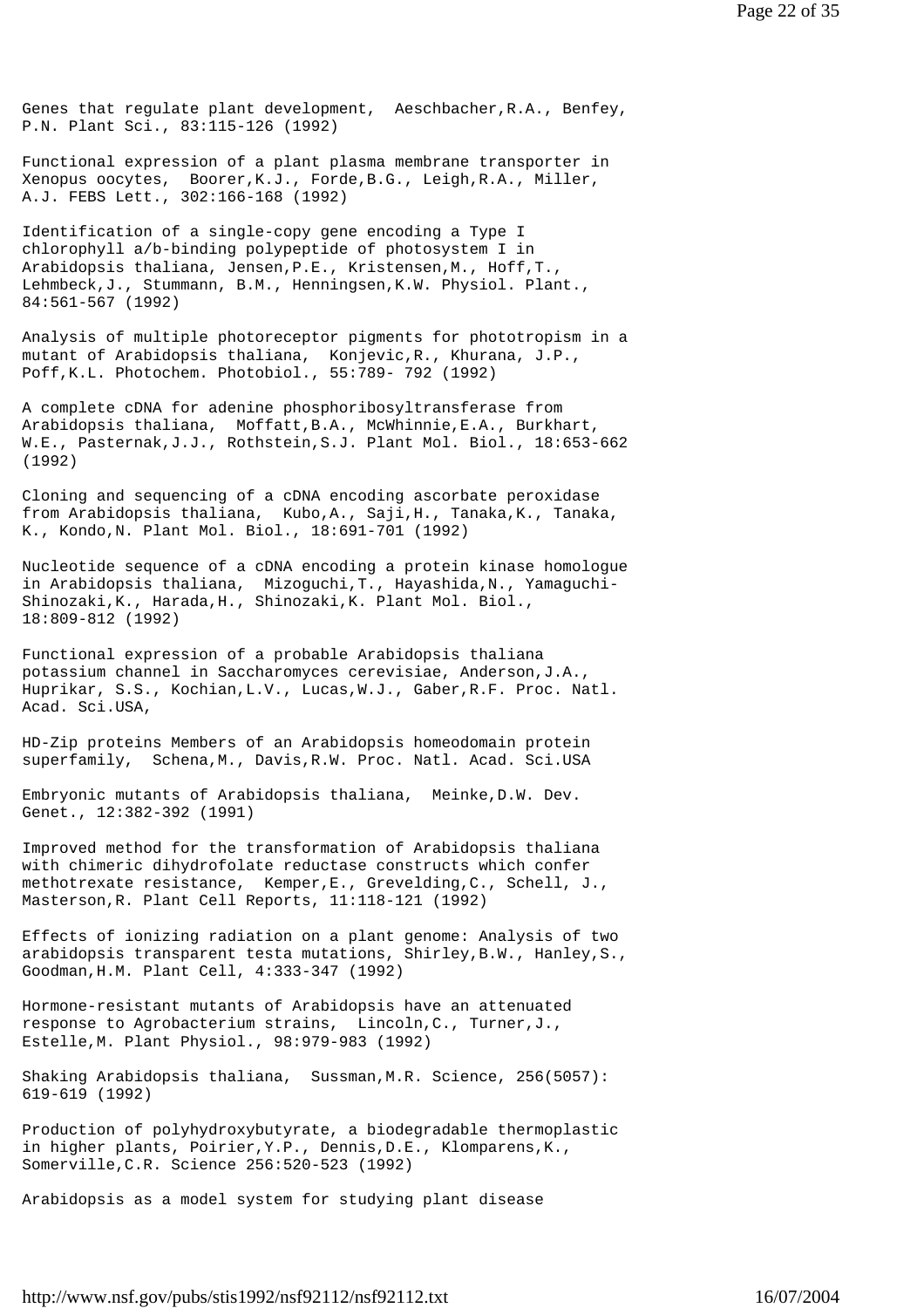Genes that regulate plant development, Aeschbacher,R.A., Benfey, P.N. Plant Sci., 83:115-126 (1992)

Functional expression of a plant plasma membrane transporter in Xenopus oocytes, Boorer,K.J., Forde,B.G., Leigh,R.A., Miller, A.J. FEBS Lett., 302:166-168 (1992)

Identification of a single-copy gene encoding a Type I chlorophyll a/b-binding polypeptide of photosystem I in Arabidopsis thaliana, Jensen,P.E., Kristensen,M., Hoff,T., Lehmbeck,J., Stummann, B.M., Henningsen,K.W. Physiol. Plant., 84:561-567 (1992)

Analysis of multiple photoreceptor pigments for phototropism in a mutant of Arabidopsis thaliana, Konjevic,R., Khurana, J.P., Poff,K.L. Photochem. Photobiol., 55:789- 792 (1992)

A complete cDNA for adenine phosphoribosyltransferase from Arabidopsis thaliana, Moffatt,B.A., McWhinnie,E.A., Burkhart, W.E., Pasternak,J.J., Rothstein,S.J. Plant Mol. Biol., 18:653-662 (1992)

Cloning and sequencing of a cDNA encoding ascorbate peroxidase from Arabidopsis thaliana, Kubo,A., Saji,H., Tanaka,K., Tanaka, K., Kondo,N. Plant Mol. Biol., 18:691-701 (1992)

Nucleotide sequence of a cDNA encoding a protein kinase homologue in Arabidopsis thaliana, Mizoguchi,T., Hayashida,N., Yamaguchi-Shinozaki,K., Harada,H., Shinozaki,K. Plant Mol. Biol., 18:809-812 (1992)

Functional expression of a probable Arabidopsis thaliana potassium channel in Saccharomyces cerevisiae, Anderson,J.A., Huprikar, S.S., Kochian,L.V., Lucas,W.J., Gaber,R.F. Proc. Natl. Acad. Sci.USA,

HD-Zip proteins Members of an Arabidopsis homeodomain protein superfamily, Schena,M., Davis,R.W. Proc. Natl. Acad. Sci.USA

Embryonic mutants of Arabidopsis thaliana, Meinke,D.W. Dev. Genet., 12:382-392 (1991)

Improved method for the transformation of Arabidopsis thaliana with chimeric dihydrofolate reductase constructs which confer methotrexate resistance, Kemper,E., Grevelding,C., Schell, J., Masterson,R. Plant Cell Reports, 11:118-121 (1992)

Effects of ionizing radiation on a plant genome: Analysis of two arabidopsis transparent testa mutations, Shirley,B.W., Hanley,S., Goodman,H.M. Plant Cell, 4:333-347 (1992)

Hormone-resistant mutants of Arabidopsis have an attenuated response to Agrobacterium strains, Lincoln,C., Turner,J., Estelle,M. Plant Physiol., 98:979-983 (1992)

Shaking Arabidopsis thaliana, Sussman,M.R. Science, 256(5057): 619-619 (1992)

Production of polyhydroxybutyrate, a biodegradable thermoplastic in higher plants, Poirier,Y.P., Dennis,D.E., Klomparens,K., Somerville,C.R. Science 256:520-523 (1992)

Arabidopsis as a model system for studying plant disease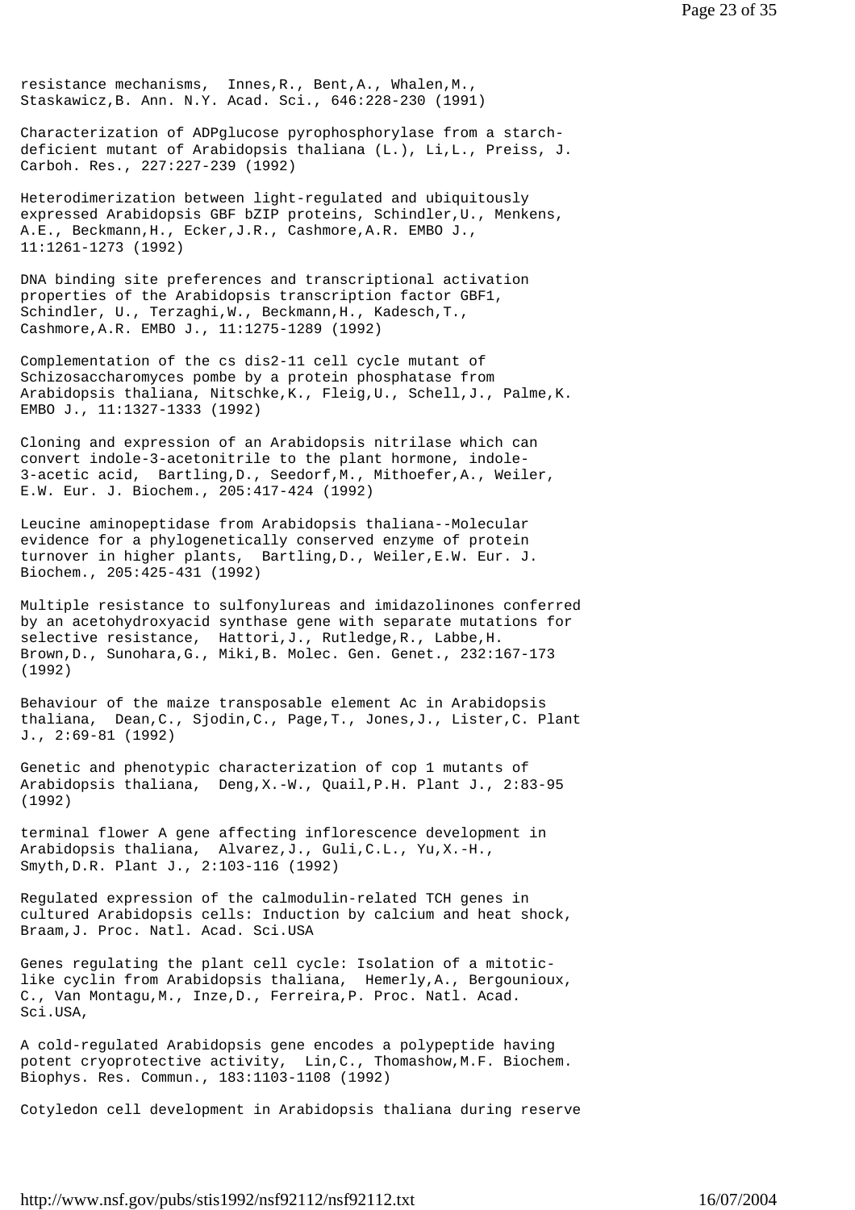resistance mechanisms, Innes,R., Bent,A., Whalen,M., Staskawicz,B. Ann. N.Y. Acad. Sci., 646:228-230 (1991)

Characterization of ADPglucose pyrophosphorylase from a starch-deficient mutant of Arabidopsis thaliana (L.), Li,L., Preiss, J. Carboh. Res., 227:227-239 (1992)

Heterodimerization between light-regulated and ubiquitously expressed Arabidopsis GBF bZIP proteins, Schindler,U., Menkens, A.E., Beckmann,H., Ecker,J.R., Cashmore,A.R. EMBO J., 11:1261-1273 (1992)

DNA binding site preferences and transcriptional activation properties of the Arabidopsis transcription factor GBF1, Schindler, U., Terzaghi,W., Beckmann,H., Kadesch,T., Cashmore,A.R. EMBO J., 11:1275-1289 (1992)

Complementation of the cs dis2-11 cell cycle mutant of Schizosaccharomyces pombe by a protein phosphatase from Arabidopsis thaliana, Nitschke,K., Fleig,U., Schell,J., Palme,K. EMBO J., 11:1327-1333 (1992)

Cloning and expression of an Arabidopsis nitrilase which can convert indole-3-acetonitrile to the plant hormone, indole-3-acetic acid, Bartling,D., Seedorf,M., Mithoefer,A., Weiler, E.W. Eur. J. Biochem., 205:417-424 (1992)

Leucine aminopeptidase from Arabidopsis thaliana--Molecular evidence for a phylogenetically conserved enzyme of protein turnover in higher plants, Bartling,D., Weiler,E.W. Eur. J. Biochem., 205:425-431 (1992)

Multiple resistance to sulfonylureas and imidazolinones conferred by an acetohydroxyacid synthase gene with separate mutations for selective resistance, Hattori,J., Rutledge,R., Labbe,H. Brown,D., Sunohara,G., Miki,B. Molec. Gen. Genet., 232:167-173 (1992)

Behaviour of the maize transposable element Ac in Arabidopsis thaliana, Dean,C., Sjodin,C., Page,T., Jones,J., Lister,C. Plant J., 2:69-81 (1992)

Genetic and phenotypic characterization of cop 1 mutants of Arabidopsis thaliana, Deng,X.-W., Quail,P.H. Plant J., 2:83-95 (1992)

terminal flower A gene affecting inflorescence development in Arabidopsis thaliana, Alvarez,J., Guli,C.L., Yu,X.-H., Smyth,D.R. Plant J., 2:103-116 (1992)

Regulated expression of the calmodulin-related TCH genes in cultured Arabidopsis cells: Induction by calcium and heat shock, Braam,J. Proc. Natl. Acad. Sci.USA

Genes regulating the plant cell cycle: Isolation of a mitotic-like cyclin from Arabidopsis thaliana, Hemerly,A., Bergounioux, C., Van Montagu,M., Inze,D., Ferreira,P. Proc. Natl. Acad. Sci.USA,

A cold-regulated Arabidopsis gene encodes a polypeptide having potent cryoprotective activity, Lin,C., Thomashow,M.F. Biochem. Biophys. Res. Commun., 183:1103-1108 (1992)

Cotyledon cell development in Arabidopsis thaliana during reserve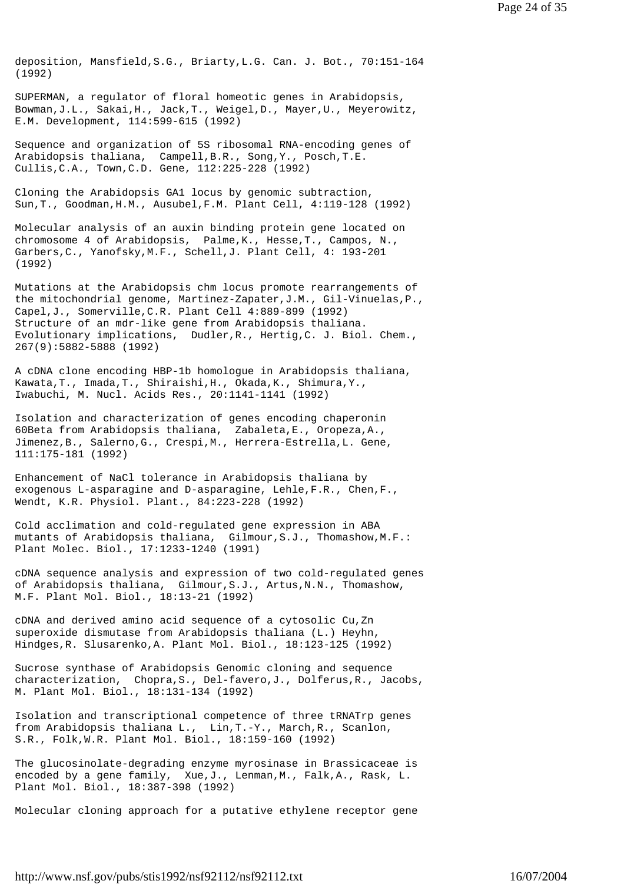deposition, Mansfield,S.G., Briarty,L.G. Can. J. Bot., 70:151-164 (1992)

SUPERMAN, a regulator of floral homeotic genes in Arabidopsis, Bowman,J.L., Sakai,H., Jack,T., Weigel,D., Mayer,U., Meyerowitz, E.M. Development, 114:599-615 (1992)

Sequence and organization of 5S ribosomal RNA-encoding genes of Arabidopsis thaliana, Campell,B.R., Song,Y., Posch,T.E. Cullis,C.A., Town,C.D. Gene, 112:225-228 (1992)

Cloning the Arabidopsis GA1 locus by genomic subtraction, Sun,T., Goodman,H.M., Ausubel,F.M. Plant Cell, 4:119-128 (1992)

Molecular analysis of an auxin binding protein gene located on chromosome 4 of Arabidopsis, Palme,K., Hesse,T., Campos, N., Garbers,C., Yanofsky,M.F., Schell,J. Plant Cell, 4: 193-201 (1992)

Mutations at the Arabidopsis chm locus promote rearrangements of the mitochondrial genome, Martinez-Zapater,J.M., Gil-Vinuelas,P., Capel,J., Somerville,C.R. Plant Cell 4:889-899 (1992)
Structure of an mdr-like gene from Arabidopsis thaliana. Evolutionary implications, Dudler,R., Hertig,C. J. Biol. Chem., 267(9):5882-5888 (1992)

A cDNA clone encoding HBP-1b homologue in Arabidopsis thaliana, Kawata,T., Imada,T., Shiraishi,H., Okada,K., Shimura,Y., Iwabuchi, M. Nucl. Acids Res., 20:1141-1141 (1992)

Isolation and characterization of genes encoding chaperonin 60Beta from Arabidopsis thaliana, Zabaleta,E., Oropeza,A., Jimenez,B., Salerno,G., Crespi,M., Herrera-Estrella,L. Gene, 111:175-181 (1992)

Enhancement of NaCl tolerance in Arabidopsis thaliana by exogenous L-asparagine and D-asparagine, Lehle,F.R., Chen,F., Wendt, K.R. Physiol. Plant., 84:223-228 (1992)

Cold acclimation and cold-regulated gene expression in ABA mutants of Arabidopsis thaliana, Gilmour,S.J., Thomashow,M.F.: Plant Molec. Biol., 17:1233-1240 (1991)

cDNA sequence analysis and expression of two cold-regulated genes of Arabidopsis thaliana, Gilmour,S.J., Artus,N.N., Thomashow, M.F. Plant Mol. Biol., 18:13-21 (1992)

cDNA and derived amino acid sequence of a cytosolic Cu,Zn superoxide dismutase from Arabidopsis thaliana (L.) Heyhn, Hindges,R. Slusarenko,A. Plant Mol. Biol., 18:123-125 (1992)

Sucrose synthase of Arabidopsis Genomic cloning and sequence characterization, Chopra,S., Del-favero,J., Dolferus,R., Jacobs, M. Plant Mol. Biol., 18:131-134 (1992)

Isolation and transcriptional competence of three tRNATrp genes from Arabidopsis thaliana L., Lin,T.-Y., March,R., Scanlon, S.R., Folk,W.R. Plant Mol. Biol., 18:159-160 (1992)

The glucosinolate-degrading enzyme myrosinase in Brassicaceae is encoded by a gene family, Xue,J., Lenman,M., Falk,A., Rask, L. Plant Mol. Biol., 18:387-398 (1992)

Molecular cloning approach for a putative ethylene receptor gene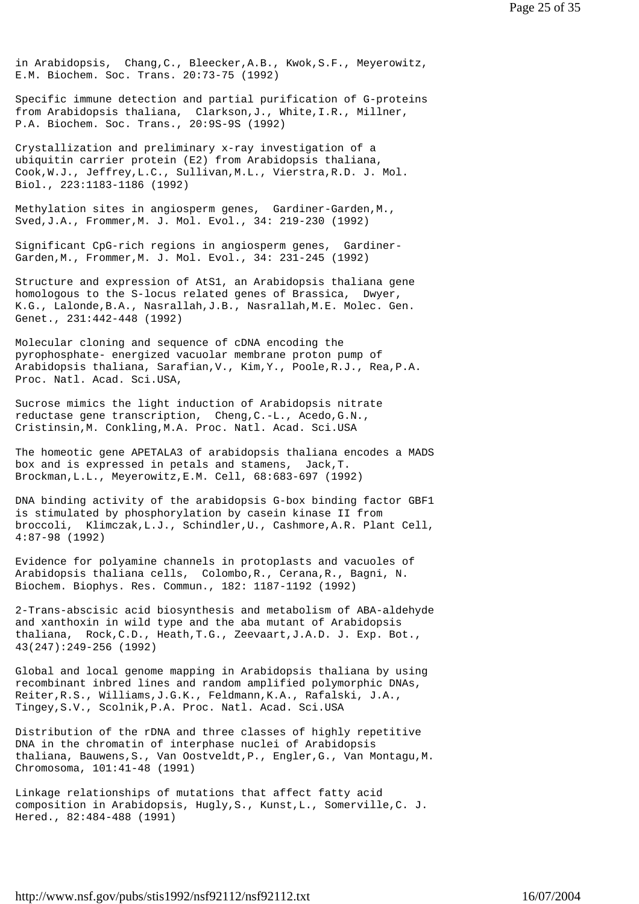in Arabidopsis, Chang,C., Bleecker,A.B., Kwok,S.F., Meyerowitz, E.M. Biochem. Soc. Trans. 20:73-75 (1992)

Specific immune detection and partial purification of G-proteins from Arabidopsis thaliana, Clarkson,J., White,I.R., Millner, P.A. Biochem. Soc. Trans., 20:9S-9S (1992)

Crystallization and preliminary x-ray investigation of a ubiquitin carrier protein (E2) from Arabidopsis thaliana, Cook,W.J., Jeffrey,L.C., Sullivan,M.L., Vierstra,R.D. J. Mol. Biol., 223:1183-1186 (1992)

Methylation sites in angiosperm genes, Gardiner-Garden,M., Sved,J.A., Frommer,M. J. Mol. Evol., 34: 219-230 (1992)

Significant CpG-rich regions in angiosperm genes, Gardiner-Garden,M., Frommer,M. J. Mol. Evol., 34: 231-245 (1992)

Structure and expression of AtS1, an Arabidopsis thaliana gene homologous to the S-locus related genes of Brassica, Dwyer, K.G., Lalonde,B.A., Nasrallah,J.B., Nasrallah,M.E. Molec. Gen. Genet., 231:442-448 (1992)

Molecular cloning and sequence of cDNA encoding the pyrophosphate- energized vacuolar membrane proton pump of Arabidopsis thaliana, Sarafian,V., Kim,Y., Poole,R.J., Rea,P.A. Proc. Natl. Acad. Sci.USA,

Sucrose mimics the light induction of Arabidopsis nitrate reductase gene transcription, Cheng,C.-L., Acedo,G.N., Cristinsin,M. Conkling,M.A. Proc. Natl. Acad. Sci.USA

The homeotic gene APETALA3 of arabidopsis thaliana encodes a MADS box and is expressed in petals and stamens, Jack,T. Brockman,L.L., Meyerowitz,E.M. Cell, 68:683-697 (1992)

DNA binding activity of the arabidopsis G-box binding factor GBF1 is stimulated by phosphorylation by casein kinase II from broccoli, Klimczak,L.J., Schindler,U., Cashmore,A.R. Plant Cell, 4:87-98 (1992)

Evidence for polyamine channels in protoplasts and vacuoles of Arabidopsis thaliana cells, Colombo,R., Cerana,R., Bagni, N. Biochem. Biophys. Res. Commun., 182: 1187-1192 (1992)

2-Trans-abscisic acid biosynthesis and metabolism of ABA-aldehyde and xanthoxin in wild type and the aba mutant of Arabidopsis thaliana, Rock,C.D., Heath,T.G., Zeevaart,J.A.D. J. Exp. Bot., 43(247):249-256 (1992)

Global and local genome mapping in Arabidopsis thaliana by using recombinant inbred lines and random amplified polymorphic DNAs, Reiter,R.S., Williams,J.G.K., Feldmann,K.A., Rafalski, J.A., Tingey,S.V., Scolnik,P.A. Proc. Natl. Acad. Sci.USA

Distribution of the rDNA and three classes of highly repetitive DNA in the chromatin of interphase nuclei of Arabidopsis thaliana, Bauwens,S., Van Oostveldt,P., Engler,G., Van Montagu,M. Chromosoma, 101:41-48 (1991)

Linkage relationships of mutations that affect fatty acid composition in Arabidopsis, Hugly,S., Kunst,L., Somerville,C. J. Hered., 82:484-488 (1991)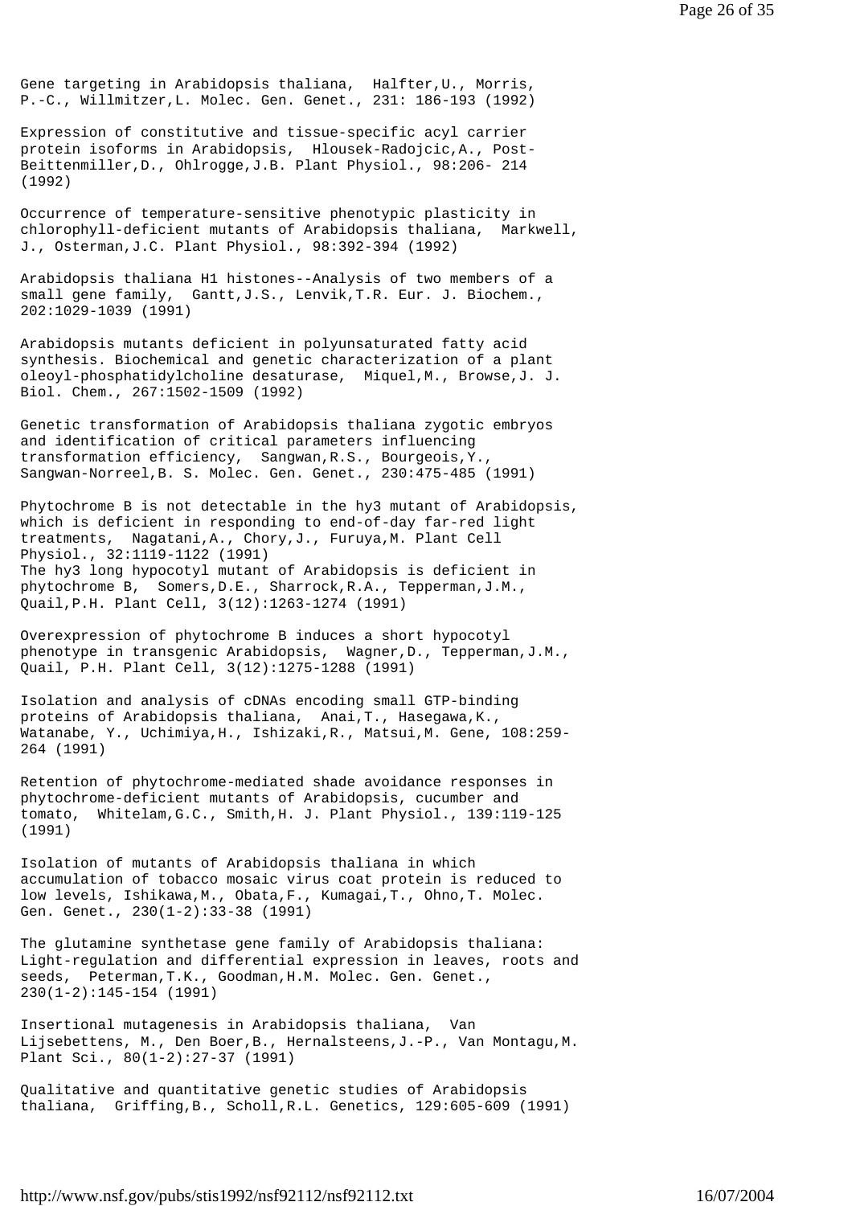Gene targeting in Arabidopsis thaliana, Halfter,U., Morris, P.-C., Willmitzer,L. Molec. Gen. Genet., 231: 186-193 (1992)

Expression of constitutive and tissue-specific acyl carrier protein isoforms in Arabidopsis, Hlousek-Radojcic,A., Post-Beittenmiller,D., Ohlrogge,J.B. Plant Physiol., 98:206- 214 (1992)

Occurrence of temperature-sensitive phenotypic plasticity in chlorophyll-deficient mutants of Arabidopsis thaliana, Markwell, J., Osterman,J.C. Plant Physiol., 98:392-394 (1992)

Arabidopsis thaliana H1 histones--Analysis of two members of a small gene family, Gantt,J.S., Lenvik,T.R. Eur. J. Biochem., 202:1029-1039 (1991)

Arabidopsis mutants deficient in polyunsaturated fatty acid synthesis. Biochemical and genetic characterization of a plant oleoyl-phosphatidylcholine desaturase, Miquel,M., Browse,J. J. Biol. Chem., 267:1502-1509 (1992)

Genetic transformation of Arabidopsis thaliana zygotic embryos and identification of critical parameters influencing transformation efficiency, Sangwan,R.S., Bourgeois,Y., Sangwan-Norreel,B. S. Molec. Gen. Genet., 230:475-485 (1991)

Phytochrome B is not detectable in the hy3 mutant of Arabidopsis, which is deficient in responding to end-of-day far-red light treatments, Nagatani,A., Chory,J., Furuya,M. Plant Cell Physiol., 32:1119-1122 (1991)
The hy3 long hypocotyl mutant of Arabidopsis is deficient in phytochrome B, Somers,D.E., Sharrock,R.A., Tepperman,J.M., Quail,P.H. Plant Cell, 3(12):1263-1274 (1991)

Overexpression of phytochrome B induces a short hypocotyl phenotype in transgenic Arabidopsis, Wagner,D., Tepperman,J.M., Quail, P.H. Plant Cell, 3(12):1275-1288 (1991)

Isolation and analysis of cDNAs encoding small GTP-binding proteins of Arabidopsis thaliana, Anai,T., Hasegawa,K., Watanabe, Y., Uchimiya,H., Ishizaki,R., Matsui,M. Gene, 108:259-264 (1991)

Retention of phytochrome-mediated shade avoidance responses in phytochrome-deficient mutants of Arabidopsis, cucumber and tomato, Whitelam,G.C., Smith,H. J. Plant Physiol., 139:119-125 (1991)

Isolation of mutants of Arabidopsis thaliana in which accumulation of tobacco mosaic virus coat protein is reduced to low levels, Ishikawa,M., Obata,F., Kumagai,T., Ohno,T. Molec. Gen. Genet., 230(1-2):33-38 (1991)

The glutamine synthetase gene family of Arabidopsis thaliana: Light-regulation and differential expression in leaves, roots and seeds, Peterman,T.K., Goodman,H.M. Molec. Gen. Genet., 230(1-2):145-154 (1991)

Insertional mutagenesis in Arabidopsis thaliana, Van Lijsebettens, M., Den Boer,B., Hernalsteens,J.-P., Van Montagu,M. Plant Sci., 80(1-2):27-37 (1991)

Qualitative and quantitative genetic studies of Arabidopsis thaliana, Griffing,B., Scholl,R.L. Genetics, 129:605-609 (1991)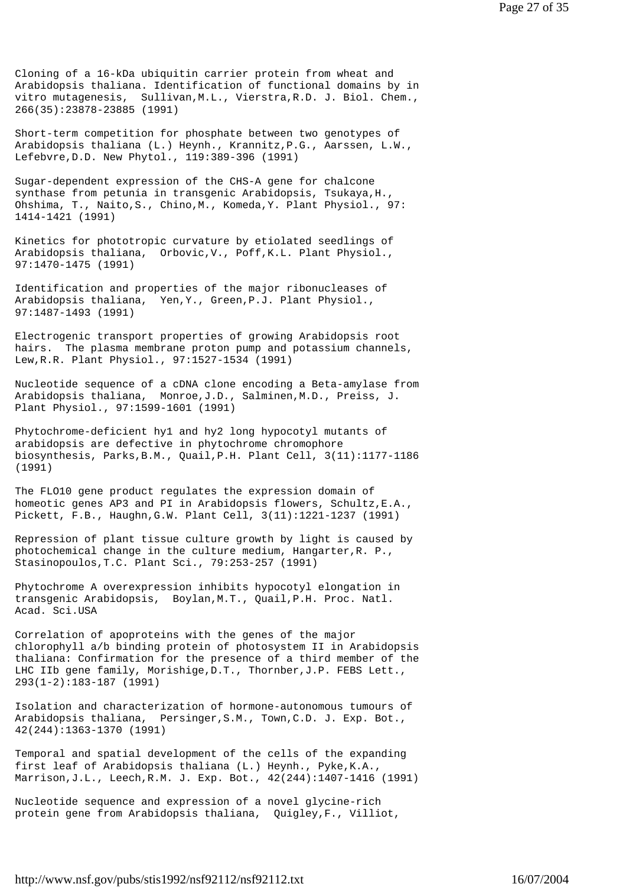Cloning of a 16-kDa ubiquitin carrier protein from wheat and Arabidopsis thaliana. Identification of functional domains by in vitro mutagenesis, Sullivan,M.L., Vierstra,R.D. J. Biol. Chem., 266(35):23878-23885 (1991)

Short-term competition for phosphate between two genotypes of Arabidopsis thaliana (L.) Heynh., Krannitz,P.G., Aarssen, L.W., Lefebvre,D.D. New Phytol., 119:389-396 (1991)

Sugar-dependent expression of the CHS-A gene for chalcone synthase from petunia in transgenic Arabidopsis, Tsukaya,H., Ohshima, T., Naito,S., Chino,M., Komeda,Y. Plant Physiol., 97: 1414-1421 (1991)

Kinetics for phototropic curvature by etiolated seedlings of Arabidopsis thaliana, Orbovic,V., Poff,K.L. Plant Physiol., 97:1470-1475 (1991)

Identification and properties of the major ribonucleases of Arabidopsis thaliana, Yen,Y., Green,P.J. Plant Physiol., 97:1487-1493 (1991)

Electrogenic transport properties of growing Arabidopsis root hairs. The plasma membrane proton pump and potassium channels, Lew,R.R. Plant Physiol., 97:1527-1534 (1991)

Nucleotide sequence of a cDNA clone encoding a Beta-amylase from Arabidopsis thaliana, Monroe,J.D., Salminen,M.D., Preiss, J. Plant Physiol., 97:1599-1601 (1991)

Phytochrome-deficient hy1 and hy2 long hypocotyl mutants of arabidopsis are defective in phytochrome chromophore biosynthesis, Parks,B.M., Quail,P.H. Plant Cell, 3(11):1177-1186 (1991)

The FLO10 gene product regulates the expression domain of homeotic genes AP3 and PI in Arabidopsis flowers, Schultz,E.A., Pickett, F.B., Haughn,G.W. Plant Cell, 3(11):1221-1237 (1991)

Repression of plant tissue culture growth by light is caused by photochemical change in the culture medium, Hangarter,R. P., Stasinopoulos,T.C. Plant Sci., 79:253-257 (1991)

Phytochrome A overexpression inhibits hypocotyl elongation in transgenic Arabidopsis, Boylan,M.T., Quail,P.H. Proc. Natl. Acad. Sci.USA

Correlation of apoproteins with the genes of the major chlorophyll a/b binding protein of photosystem II in Arabidopsis thaliana: Confirmation for the presence of a third member of the LHC IIb gene family, Morishige,D.T., Thornber,J.P. FEBS Lett., 293(1-2):183-187 (1991)

Isolation and characterization of hormone-autonomous tumours of Arabidopsis thaliana, Persinger,S.M., Town,C.D. J. Exp. Bot., 42(244):1363-1370 (1991)

Temporal and spatial development of the cells of the expanding first leaf of Arabidopsis thaliana (L.) Heynh., Pyke,K.A., Marrison,J.L., Leech,R.M. J. Exp. Bot., 42(244):1407-1416 (1991)

Nucleotide sequence and expression of a novel glycine-rich protein gene from Arabidopsis thaliana, Quigley,F., Villiot,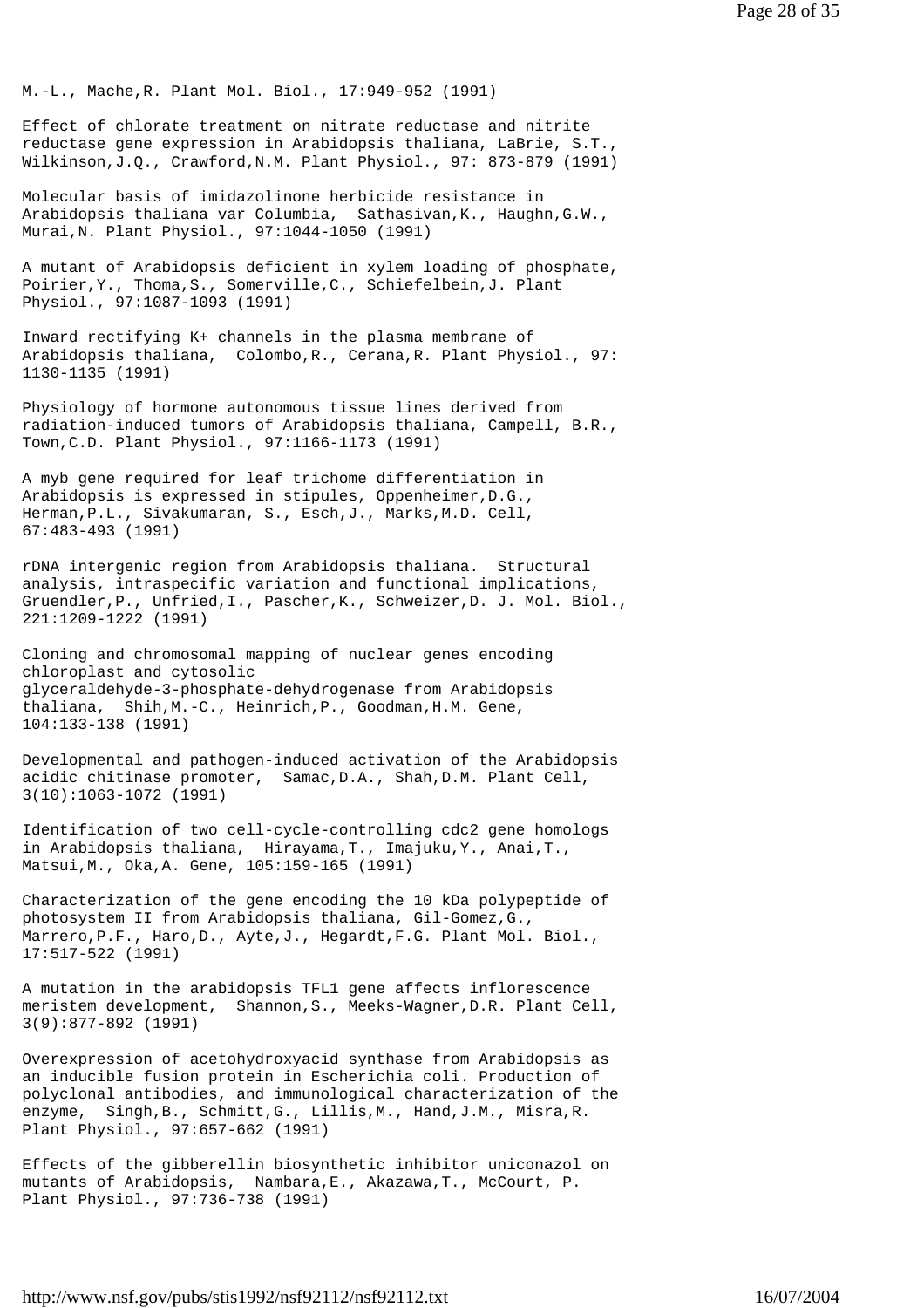M.-L., Mache,R. Plant Mol. Biol., 17:949-952 (1991)

Effect of chlorate treatment on nitrate reductase and nitrite reductase gene expression in Arabidopsis thaliana, LaBrie, S.T., Wilkinson,J.Q., Crawford,N.M. Plant Physiol., 97: 873-879 (1991)

Molecular basis of imidazolinone herbicide resistance in Arabidopsis thaliana var Columbia, Sathasivan,K., Haughn,G.W., Murai,N. Plant Physiol., 97:1044-1050 (1991)

A mutant of Arabidopsis deficient in xylem loading of phosphate, Poirier,Y., Thoma,S., Somerville,C., Schiefelbein,J. Plant Physiol., 97:1087-1093 (1991)

Inward rectifying K+ channels in the plasma membrane of Arabidopsis thaliana, Colombo,R., Cerana,R. Plant Physiol., 97: 1130-1135 (1991)

Physiology of hormone autonomous tissue lines derived from radiation-induced tumors of Arabidopsis thaliana, Campell, B.R., Town,C.D. Plant Physiol., 97:1166-1173 (1991)

A myb gene required for leaf trichome differentiation in Arabidopsis is expressed in stipules, Oppenheimer,D.G., Herman,P.L., Sivakumaran, S., Esch,J., Marks,M.D. Cell, 67:483-493 (1991)

rDNA intergenic region from Arabidopsis thaliana. Structural analysis, intraspecific variation and functional implications, Gruendler,P., Unfried,I., Pascher,K., Schweizer,D. J. Mol. Biol., 221:1209-1222 (1991)

Cloning and chromosomal mapping of nuclear genes encoding chloroplast and cytosolic glyceraldehyde-3-phosphate-dehydrogenase from Arabidopsis thaliana, Shih,M.-C., Heinrich,P., Goodman,H.M. Gene, 104:133-138 (1991)

Developmental and pathogen-induced activation of the Arabidopsis acidic chitinase promoter, Samac,D.A., Shah,D.M. Plant Cell, 3(10):1063-1072 (1991)

Identification of two cell-cycle-controlling cdc2 gene homologs in Arabidopsis thaliana, Hirayama,T., Imajuku,Y., Anai,T., Matsui,M., Oka,A. Gene, 105:159-165 (1991)

Characterization of the gene encoding the 10 kDa polypeptide of photosystem II from Arabidopsis thaliana, Gil-Gomez,G., Marrero,P.F., Haro,D., Ayte,J., Hegardt,F.G. Plant Mol. Biol., 17:517-522 (1991)

A mutation in the arabidopsis TFL1 gene affects inflorescence meristem development, Shannon,S., Meeks-Wagner,D.R. Plant Cell, 3(9):877-892 (1991)

Overexpression of acetohydroxyacid synthase from Arabidopsis as an inducible fusion protein in Escherichia coli. Production of polyclonal antibodies, and immunological characterization of the enzyme, Singh,B., Schmitt,G., Lillis,M., Hand,J.M., Misra,R. Plant Physiol., 97:657-662 (1991)

Effects of the gibberellin biosynthetic inhibitor uniconazol on mutants of Arabidopsis, Nambara,E., Akazawa,T., McCourt, P. Plant Physiol., 97:736-738 (1991)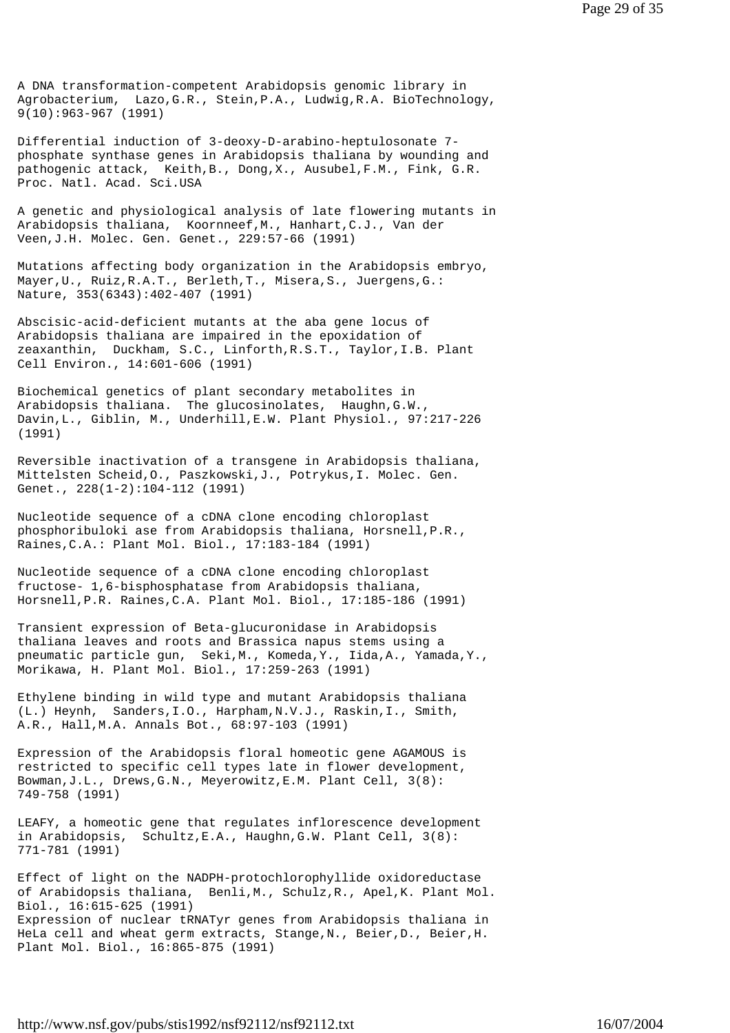A DNA transformation-competent Arabidopsis genomic library in Agrobacterium, Lazo,G.R., Stein,P.A., Ludwig,R.A. BioTechnology, 9(10):963-967 (1991)

Differential induction of 3-deoxy-D-arabino-heptulosonate 7-phosphate synthase genes in Arabidopsis thaliana by wounding and pathogenic attack, Keith,B., Dong,X., Ausubel,F.M., Fink, G.R. Proc. Natl. Acad. Sci.USA

A genetic and physiological analysis of late flowering mutants in Arabidopsis thaliana, Koornneef,M., Hanhart,C.J., Van der Veen,J.H. Molec. Gen. Genet., 229:57-66 (1991)

Mutations affecting body organization in the Arabidopsis embryo, Mayer,U., Ruiz,R.A.T., Berleth,T., Misera,S., Juergens,G.: Nature, 353(6343):402-407 (1991)

Abscisic-acid-deficient mutants at the aba gene locus of Arabidopsis thaliana are impaired in the epoxidation of zeaxanthin, Duckham, S.C., Linforth,R.S.T., Taylor,I.B. Plant Cell Environ., 14:601-606 (1991)

Biochemical genetics of plant secondary metabolites in Arabidopsis thaliana. The glucosinolates, Haughn,G.W., Davin,L., Giblin, M., Underhill,E.W. Plant Physiol., 97:217-226 (1991)

Reversible inactivation of a transgene in Arabidopsis thaliana, Mittelsten Scheid,O., Paszkowski,J., Potrykus,I. Molec. Gen. Genet., 228(1-2):104-112 (1991)

Nucleotide sequence of a cDNA clone encoding chloroplast phosphoribuloki ase from Arabidopsis thaliana, Horsnell,P.R., Raines,C.A.: Plant Mol. Biol., 17:183-184 (1991)

Nucleotide sequence of a cDNA clone encoding chloroplast fructose- 1,6-bisphosphatase from Arabidopsis thaliana, Horsnell,P.R. Raines,C.A. Plant Mol. Biol., 17:185-186 (1991)

Transient expression of Beta-glucuronidase in Arabidopsis thaliana leaves and roots and Brassica napus stems using a pneumatic particle gun, Seki,M., Komeda,Y., Iida,A., Yamada,Y., Morikawa, H. Plant Mol. Biol., 17:259-263 (1991)

Ethylene binding in wild type and mutant Arabidopsis thaliana (L.) Heynh, Sanders,I.O., Harpham,N.V.J., Raskin,I., Smith, A.R., Hall,M.A. Annals Bot., 68:97-103 (1991)

Expression of the Arabidopsis floral homeotic gene AGAMOUS is restricted to specific cell types late in flower development, Bowman,J.L., Drews,G.N., Meyerowitz,E.M. Plant Cell, 3(8): 749-758 (1991)

LEAFY, a homeotic gene that regulates inflorescence development in Arabidopsis, Schultz,E.A., Haughn,G.W. Plant Cell, 3(8): 771-781 (1991)

Effect of light on the NADPH-protochlorophyllide oxidoreductase of Arabidopsis thaliana, Benli,M., Schulz,R., Apel,K. Plant Mol. Biol., 16:615-625 (1991)

Expression of nuclear tRNATyr genes from Arabidopsis thaliana in HeLa cell and wheat germ extracts, Stange,N., Beier,D., Beier,H. Plant Mol. Biol., 16:865-875 (1991)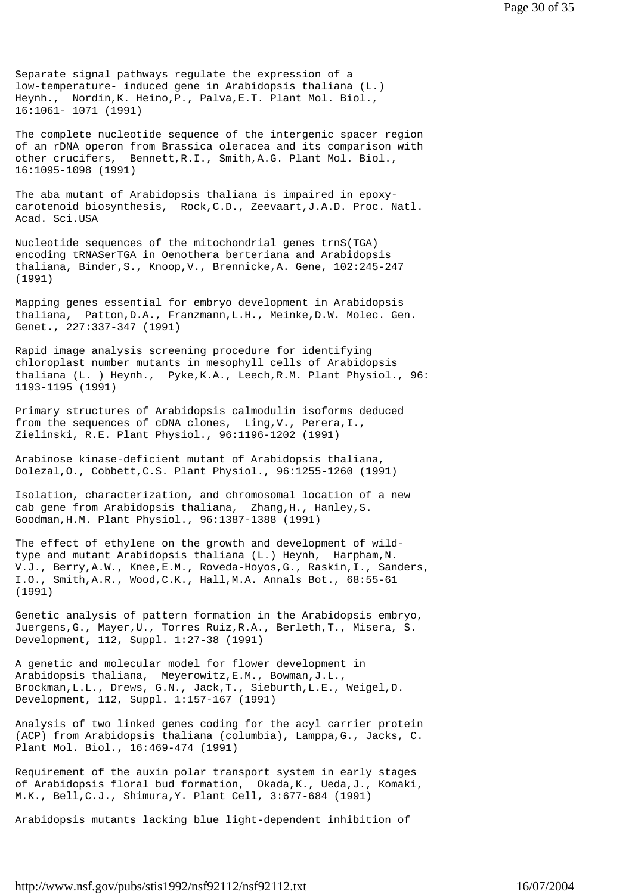Separate signal pathways regulate the expression of a low-temperature- induced gene in Arabidopsis thaliana (L.) Heynh., Nordin,K. Heino,P., Palva,E.T. Plant Mol. Biol., 16:1061- 1071 (1991)

The complete nucleotide sequence of the intergenic spacer region of an rDNA operon from Brassica oleracea and its comparison with other crucifers, Bennett,R.I., Smith,A.G. Plant Mol. Biol., 16:1095-1098 (1991)

The aba mutant of Arabidopsis thaliana is impaired in epoxy-carotenoid biosynthesis, Rock,C.D., Zeevaart,J.A.D. Proc. Natl. Acad. Sci.USA

Nucleotide sequences of the mitochondrial genes trnS(TGA) encoding tRNASerTGA in Oenothera berteriana and Arabidopsis thaliana, Binder,S., Knoop,V., Brennicke,A. Gene, 102:245-247 (1991)

Mapping genes essential for embryo development in Arabidopsis thaliana, Patton,D.A., Franzmann,L.H., Meinke,D.W. Molec. Gen. Genet., 227:337-347 (1991)

Rapid image analysis screening procedure for identifying chloroplast number mutants in mesophyll cells of Arabidopsis thaliana (L. ) Heynh., Pyke,K.A., Leech,R.M. Plant Physiol., 96: 1193-1195 (1991)

Primary structures of Arabidopsis calmodulin isoforms deduced from the sequences of cDNA clones, Ling,V., Perera,I., Zielinski, R.E. Plant Physiol., 96:1196-1202 (1991)

Arabinose kinase-deficient mutant of Arabidopsis thaliana, Dolezal,O., Cobbett,C.S. Plant Physiol., 96:1255-1260 (1991)

Isolation, characterization, and chromosomal location of a new cab gene from Arabidopsis thaliana, Zhang,H., Hanley,S. Goodman,H.M. Plant Physiol., 96:1387-1388 (1991)

The effect of ethylene on the growth and development of wild-type and mutant Arabidopsis thaliana (L.) Heynh, Harpham,N. V.J., Berry,A.W., Knee,E.M., Roveda-Hoyos,G., Raskin,I., Sanders, I.O., Smith,A.R., Wood,C.K., Hall,M.A. Annals Bot., 68:55-61 (1991)

Genetic analysis of pattern formation in the Arabidopsis embryo, Juergens,G., Mayer,U., Torres Ruiz,R.A., Berleth,T., Misera, S. Development, 112, Suppl. 1:27-38 (1991)

A genetic and molecular model for flower development in Arabidopsis thaliana, Meyerowitz,E.M., Bowman,J.L., Brockman,L.L., Drews, G.N., Jack,T., Sieburth,L.E., Weigel,D. Development, 112, Suppl. 1:157-167 (1991)

Analysis of two linked genes coding for the acyl carrier protein (ACP) from Arabidopsis thaliana (columbia), Lamppa,G., Jacks, C. Plant Mol. Biol., 16:469-474 (1991)

Requirement of the auxin polar transport system in early stages of Arabidopsis floral bud formation, Okada,K., Ueda,J., Komaki, M.K., Bell,C.J., Shimura,Y. Plant Cell, 3:677-684 (1991)

Arabidopsis mutants lacking blue light-dependent inhibition of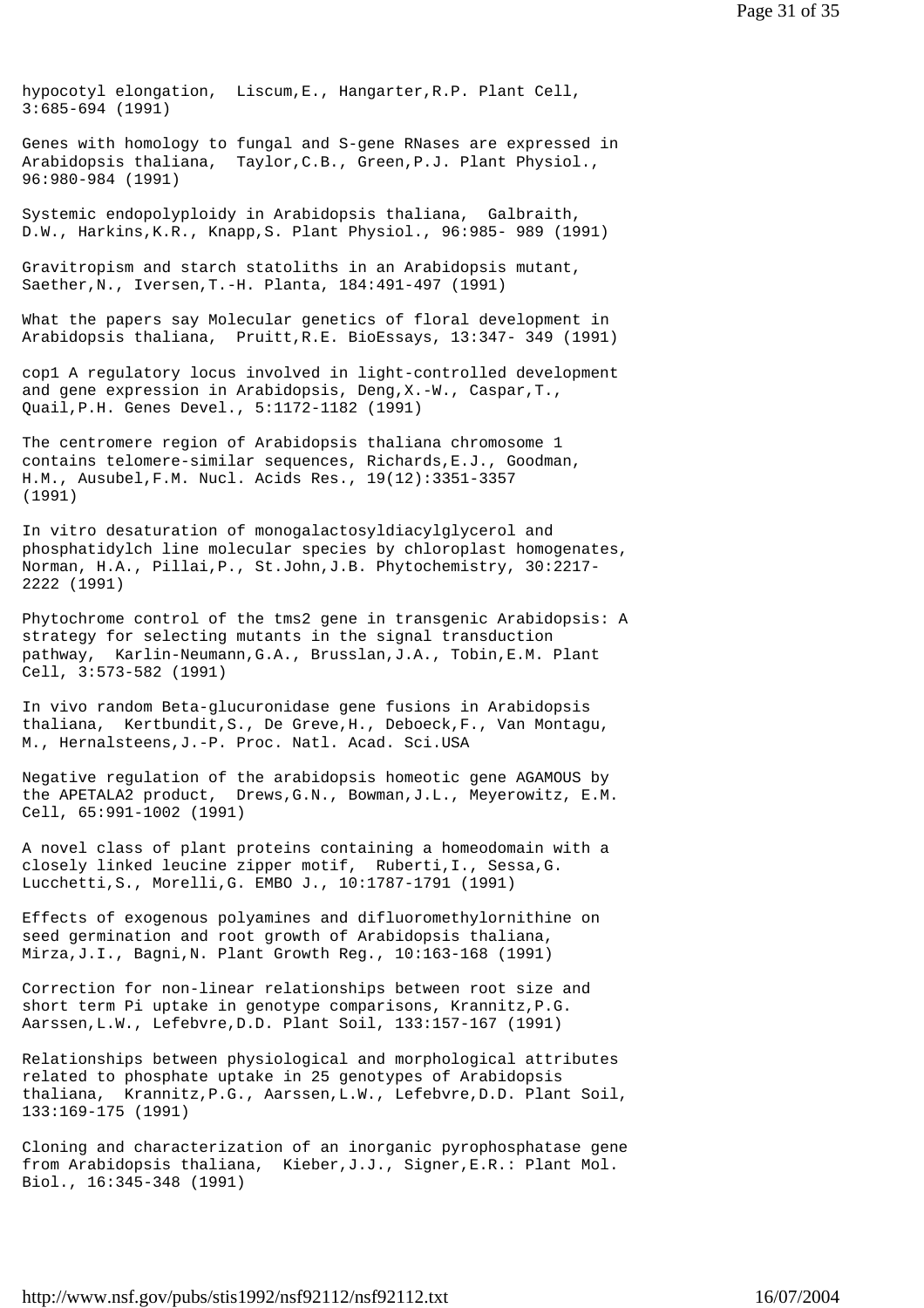hypocotyl elongation, Liscum,E., Hangarter,R.P. Plant Cell, 3:685-694 (1991)

Genes with homology to fungal and S-gene RNases are expressed in Arabidopsis thaliana, Taylor,C.B., Green,P.J. Plant Physiol., 96:980-984 (1991)

Systemic endopolyploidy in Arabidopsis thaliana, Galbraith, D.W., Harkins,K.R., Knapp,S. Plant Physiol., 96:985- 989 (1991)

Gravitropism and starch statoliths in an Arabidopsis mutant, Saether,N., Iversen,T.-H. Planta, 184:491-497 (1991)

What the papers say Molecular genetics of floral development in Arabidopsis thaliana, Pruitt,R.E. BioEssays, 13:347- 349 (1991)

cop1 A regulatory locus involved in light-controlled development and gene expression in Arabidopsis, Deng,X.-W., Caspar,T., Quail,P.H. Genes Devel., 5:1172-1182 (1991)

The centromere region of Arabidopsis thaliana chromosome 1 contains telomere-similar sequences, Richards,E.J., Goodman, H.M., Ausubel,F.M. Nucl. Acids Res., 19(12):3351-3357 (1991)

In vitro desaturation of monogalactosyldiacylglycerol and phosphatidylch line molecular species by chloroplast homogenates, Norman, H.A., Pillai,P., St.John,J.B. Phytochemistry, 30:2217-2222 (1991)

Phytochrome control of the tms2 gene in transgenic Arabidopsis: A strategy for selecting mutants in the signal transduction pathway, Karlin-Neumann,G.A., Brusslan,J.A., Tobin,E.M. Plant Cell, 3:573-582 (1991)

In vivo random Beta-glucuronidase gene fusions in Arabidopsis thaliana, Kertbundit,S., De Greve,H., Deboeck,F., Van Montagu, M., Hernalsteens,J.-P. Proc. Natl. Acad. Sci.USA

Negative regulation of the arabidopsis homeotic gene AGAMOUS by the APETALA2 product, Drews,G.N., Bowman,J.L., Meyerowitz, E.M. Cell, 65:991-1002 (1991)

A novel class of plant proteins containing a homeodomain with a closely linked leucine zipper motif, Ruberti,I., Sessa,G. Lucchetti,S., Morelli,G. EMBO J., 10:1787-1791 (1991)

Effects of exogenous polyamines and difluoromethylornithine on seed germination and root growth of Arabidopsis thaliana, Mirza,J.I., Bagni,N. Plant Growth Reg., 10:163-168 (1991)

Correction for non-linear relationships between root size and short term Pi uptake in genotype comparisons, Krannitz,P.G. Aarssen,L.W., Lefebvre,D.D. Plant Soil, 133:157-167 (1991)

Relationships between physiological and morphological attributes related to phosphate uptake in 25 genotypes of Arabidopsis thaliana, Krannitz,P.G., Aarssen,L.W., Lefebvre,D.D. Plant Soil, 133:169-175 (1991)

Cloning and characterization of an inorganic pyrophosphatase gene from Arabidopsis thaliana, Kieber,J.J., Signer,E.R.: Plant Mol. Biol., 16:345-348 (1991)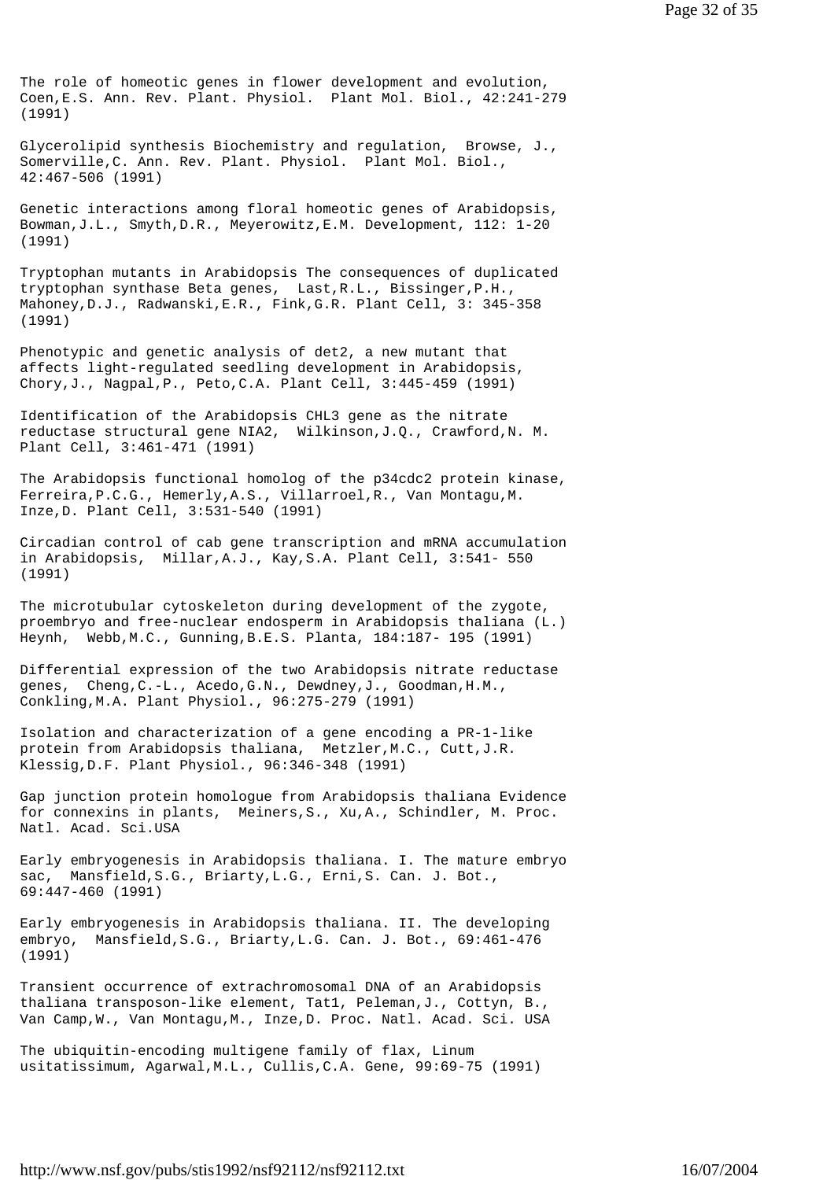The role of homeotic genes in flower development and evolution, Coen,E.S. Ann. Rev. Plant. Physiol. Plant Mol. Biol., 42:241-279 (1991)

Glycerolipid synthesis Biochemistry and regulation, Browse, J., Somerville,C. Ann. Rev. Plant. Physiol. Plant Mol. Biol., 42:467-506 (1991)

Genetic interactions among floral homeotic genes of Arabidopsis, Bowman,J.L., Smyth,D.R., Meyerowitz,E.M. Development, 112: 1-20 (1991)

Tryptophan mutants in Arabidopsis The consequences of duplicated tryptophan synthase Beta genes, Last,R.L., Bissinger,P.H., Mahoney,D.J., Radwanski,E.R., Fink,G.R. Plant Cell, 3: 345-358 (1991)

Phenotypic and genetic analysis of det2, a new mutant that affects light-regulated seedling development in Arabidopsis, Chory,J., Nagpal,P., Peto,C.A. Plant Cell, 3:445-459 (1991)

Identification of the Arabidopsis CHL3 gene as the nitrate reductase structural gene NIA2, Wilkinson,J.Q., Crawford,N. M. Plant Cell, 3:461-471 (1991)

The Arabidopsis functional homolog of the p34cdc2 protein kinase, Ferreira,P.C.G., Hemerly,A.S., Villarroel,R., Van Montagu,M. Inze,D. Plant Cell, 3:531-540 (1991)

Circadian control of cab gene transcription and mRNA accumulation in Arabidopsis, Millar,A.J., Kay,S.A. Plant Cell, 3:541- 550 (1991)

The microtubular cytoskeleton during development of the zygote, proembryo and free-nuclear endosperm in Arabidopsis thaliana (L.) Heynh, Webb,M.C., Gunning,B.E.S. Planta, 184:187- 195 (1991)

Differential expression of the two Arabidopsis nitrate reductase genes, Cheng,C.-L., Acedo,G.N., Dewdney,J., Goodman,H.M., Conkling,M.A. Plant Physiol., 96:275-279 (1991)

Isolation and characterization of a gene encoding a PR-1-like protein from Arabidopsis thaliana, Metzler,M.C., Cutt,J.R. Klessig,D.F. Plant Physiol., 96:346-348 (1991)

Gap junction protein homologue from Arabidopsis thaliana Evidence for connexins in plants, Meiners,S., Xu,A., Schindler, M. Proc. Natl. Acad. Sci.USA

Early embryogenesis in Arabidopsis thaliana. I. The mature embryo sac, Mansfield,S.G., Briarty,L.G., Erni,S. Can. J. Bot., 69:447-460 (1991)

Early embryogenesis in Arabidopsis thaliana. II. The developing embryo, Mansfield,S.G., Briarty,L.G. Can. J. Bot., 69:461-476 (1991)

Transient occurrence of extrachromosomal DNA of an Arabidopsis thaliana transposon-like element, Tat1, Peleman,J., Cottyn, B., Van Camp,W., Van Montagu,M., Inze,D. Proc. Natl. Acad. Sci. USA

The ubiquitin-encoding multigene family of flax, Linum usitatissimum, Agarwal,M.L., Cullis,C.A. Gene, 99:69-75 (1991)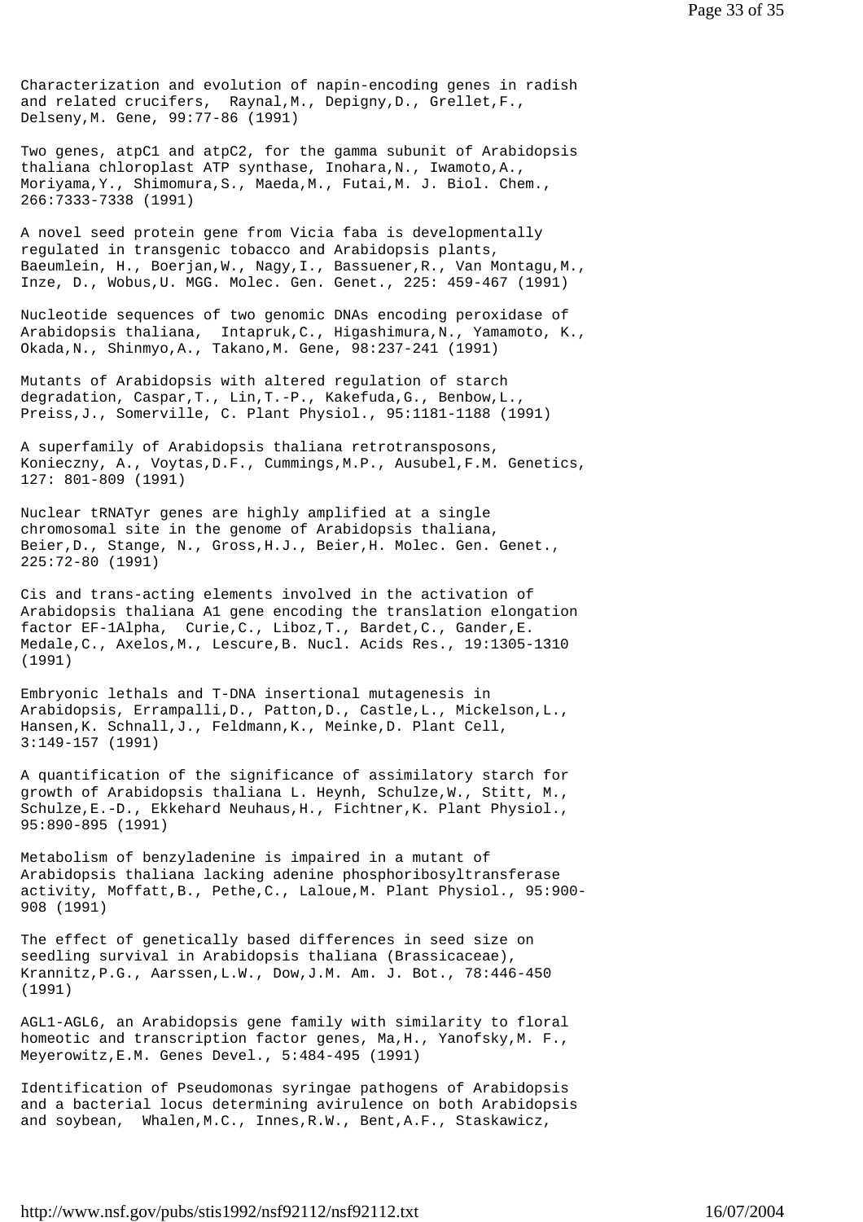Characterization and evolution of napin-encoding genes in radish and related crucifers, Raynal,M., Depigny,D., Grellet,F., Delseny,M. Gene, 99:77-86 (1991)

Two genes, atpC1 and atpC2, for the gamma subunit of Arabidopsis thaliana chloroplast ATP synthase, Inohara,N., Iwamoto,A., Moriyama,Y., Shimomura,S., Maeda,M., Futai,M. J. Biol. Chem., 266:7333-7338 (1991)

A novel seed protein gene from Vicia faba is developmentally regulated in transgenic tobacco and Arabidopsis plants, Baeumlein, H., Boerjan,W., Nagy,I., Bassuener,R., Van Montagu,M., Inze, D., Wobus,U. MGG. Molec. Gen. Genet., 225: 459-467 (1991)

Nucleotide sequences of two genomic DNAs encoding peroxidase of Arabidopsis thaliana, Intapruk,C., Higashimura,N., Yamamoto, K., Okada,N., Shinmyo,A., Takano,M. Gene, 98:237-241 (1991)

Mutants of Arabidopsis with altered regulation of starch degradation, Caspar,T., Lin,T.-P., Kakefuda,G., Benbow,L., Preiss,J., Somerville, C. Plant Physiol., 95:1181-1188 (1991)

A superfamily of Arabidopsis thaliana retrotransposons, Konieczny, A., Voytas,D.F., Cummings,M.P., Ausubel,F.M. Genetics, 127: 801-809 (1991)

Nuclear tRNATyr genes are highly amplified at a single chromosomal site in the genome of Arabidopsis thaliana, Beier,D., Stange, N., Gross,H.J., Beier,H. Molec. Gen. Genet., 225:72-80 (1991)

Cis and trans-acting elements involved in the activation of Arabidopsis thaliana A1 gene encoding the translation elongation factor EF-1Alpha, Curie,C., Liboz,T., Bardet,C., Gander,E. Medale,C., Axelos,M., Lescure,B. Nucl. Acids Res., 19:1305-1310 (1991)

Embryonic lethals and T-DNA insertional mutagenesis in Arabidopsis, Errampalli,D., Patton,D., Castle,L., Mickelson,L., Hansen,K. Schnall,J., Feldmann,K., Meinke,D. Plant Cell, 3:149-157 (1991)

A quantification of the significance of assimilatory starch for growth of Arabidopsis thaliana L. Heynh, Schulze,W., Stitt, M., Schulze,E.-D., Ekkehard Neuhaus,H., Fichtner,K. Plant Physiol., 95:890-895 (1991)

Metabolism of benzyladenine is impaired in a mutant of Arabidopsis thaliana lacking adenine phosphoribosyltransferase activity, Moffatt,B., Pethe,C., Laloue,M. Plant Physiol., 95:900-908 (1991)

The effect of genetically based differences in seed size on seedling survival in Arabidopsis thaliana (Brassicaceae), Krannitz,P.G., Aarssen,L.W., Dow,J.M. Am. J. Bot., 78:446-450 (1991)

AGL1-AGL6, an Arabidopsis gene family with similarity to floral homeotic and transcription factor genes, Ma,H., Yanofsky,M. F., Meyerowitz,E.M. Genes Devel., 5:484-495 (1991)

Identification of Pseudomonas syringae pathogens of Arabidopsis and a bacterial locus determining avirulence on both Arabidopsis and soybean, Whalen,M.C., Innes,R.W., Bent,A.F., Staskawicz,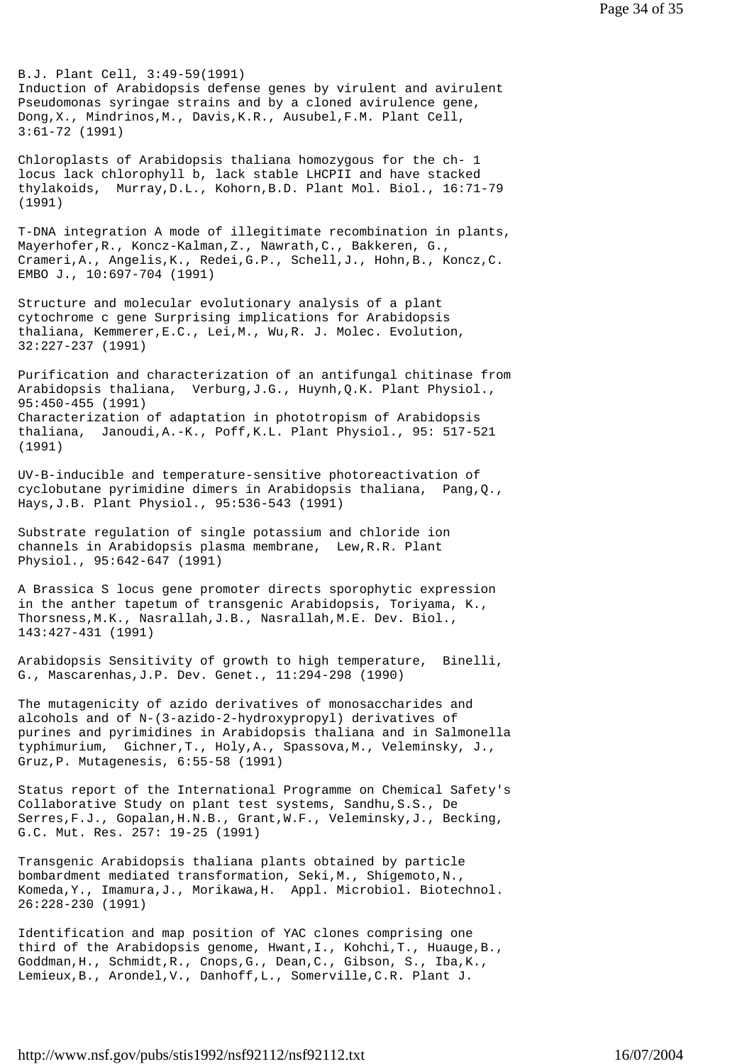B.J. Plant Cell, 3:49-59(1991)
Induction of Arabidopsis defense genes by virulent and avirulent Pseudomonas syringae strains and by a cloned avirulence gene, Dong,X., Mindrinos,M., Davis,K.R., Ausubel,F.M. Plant Cell, 3:61-72 (1991)

Chloroplasts of Arabidopsis thaliana homozygous for the ch- 1 locus lack chlorophyll b, lack stable LHCPII and have stacked thylakoids, Murray,D.L., Kohorn,B.D. Plant Mol. Biol., 16:71-79 (1991)

T-DNA integration A mode of illegitimate recombination in plants, Mayerhofer,R., Koncz-Kalman,Z., Nawrath,C., Bakkeren, G., Crameri,A., Angelis,K., Redei,G.P., Schell,J., Hohn,B., Koncz,C. EMBO J., 10:697-704 (1991)

Structure and molecular evolutionary analysis of a plant cytochrome c gene Surprising implications for Arabidopsis thaliana, Kemmerer,E.C., Lei,M., Wu,R. J. Molec. Evolution, 32:227-237 (1991)

Purification and characterization of an antifungal chitinase from Arabidopsis thaliana, Verburg,J.G., Huynh,Q.K. Plant Physiol., 95:450-455 (1991)
Characterization of adaptation in phototropism of Arabidopsis thaliana, Janoudi,A.-K., Poff,K.L. Plant Physiol., 95: 517-521 (1991)

UV-B-inducible and temperature-sensitive photoreactivation of cyclobutane pyrimidine dimers in Arabidopsis thaliana, Pang,Q., Hays,J.B. Plant Physiol., 95:536-543 (1991)

Substrate regulation of single potassium and chloride ion channels in Arabidopsis plasma membrane, Lew,R.R. Plant Physiol., 95:642-647 (1991)

A Brassica S locus gene promoter directs sporophytic expression in the anther tapetum of transgenic Arabidopsis, Toriyama, K., Thorsness,M.K., Nasrallah,J.B., Nasrallah,M.E. Dev. Biol., 143:427-431 (1991)

Arabidopsis Sensitivity of growth to high temperature, Binelli, G., Mascarenhas,J.P. Dev. Genet., 11:294-298 (1990)

The mutagenicity of azido derivatives of monosaccharides and alcohols and of N-(3-azido-2-hydroxypropyl) derivatives of purines and pyrimidines in Arabidopsis thaliana and in Salmonella typhimurium, Gichner,T., Holy,A., Spassova,M., Veleminsky, J., Gruz,P. Mutagenesis, 6:55-58 (1991)

Status report of the International Programme on Chemical Safety's Collaborative Study on plant test systems, Sandhu,S.S., De Serres,F.J., Gopalan,H.N.B., Grant,W.F., Veleminsky,J., Becking, G.C. Mut. Res. 257: 19-25 (1991)

Transgenic Arabidopsis thaliana plants obtained by particle bombardment mediated transformation, Seki,M., Shigemoto,N., Komeda,Y., Imamura,J., Morikawa,H. Appl. Microbiol. Biotechnol. 26:228-230 (1991)

Identification and map position of YAC clones comprising one third of the Arabidopsis genome, Hwant,I., Kohchi,T., Huauge,B., Goddman,H., Schmidt,R., Cnops,G., Dean,C., Gibson, S., Iba,K., Lemieux,B., Arondel,V., Danhoff,L., Somerville,C.R. Plant J.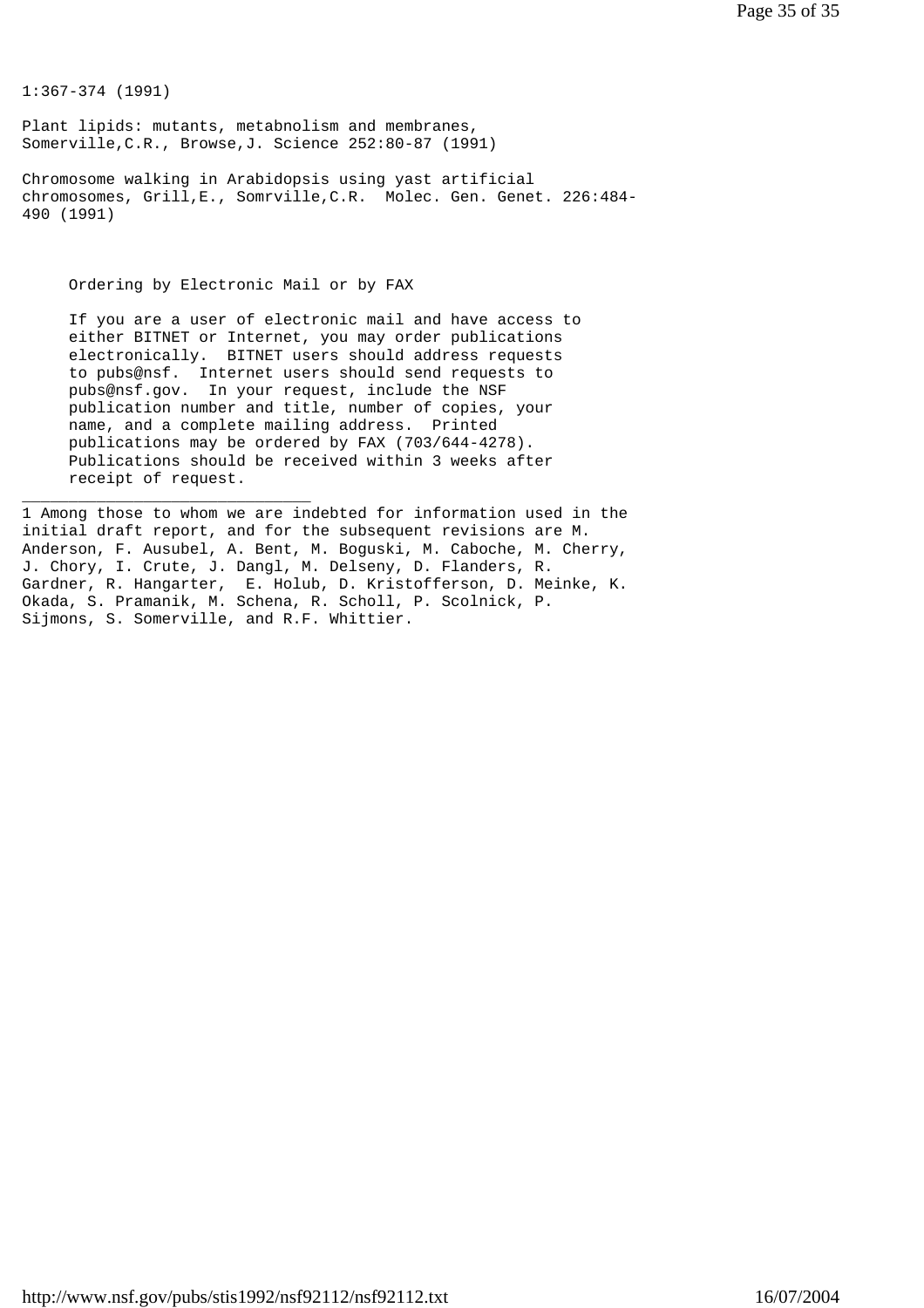1:367-374 (1991)

Plant lipids: mutants, metabnolism and membranes, Somerville,C.R., Browse,J. Science 252:80-87 (1991)

Chromosome walking in Arabidopsis using yast artificial chromosomes, Grill,E., Somrville,C.R. Molec. Gen. Genet. 226:484-490 (1991)

Ordering by Electronic Mail or by FAX

If you are a user of electronic mail and have access to either BITNET or Internet, you may order publications electronically. BITNET users should address requests to pubs@nsf. Internet users should send requests to pubs@nsf.gov. In your request, include the NSF publication number and title, number of copies, your name, and a complete mailing address. Printed publications may be ordered by FAX (703/644-4278). Publications should be received within 3 weeks after receipt of request.

---

1 Among those to whom we are indebted for information used in the initial draft report, and for the subsequent revisions are M. Anderson, F. Ausubel, A. Bent, M. Boguski, M. Caboche, M. Cherry, J. Chory, I. Crute, J. Dangl, M. Delseny, D. Flanders, R. Gardner, R. Hangarter, E. Holub, D. Kristofferson, D. Meinke, K. Okada, S. Pramanik, M. Schena, R. Scholl, P. Scolnick, P. Sijmons, S. Somerville, and R.F. Whittier.